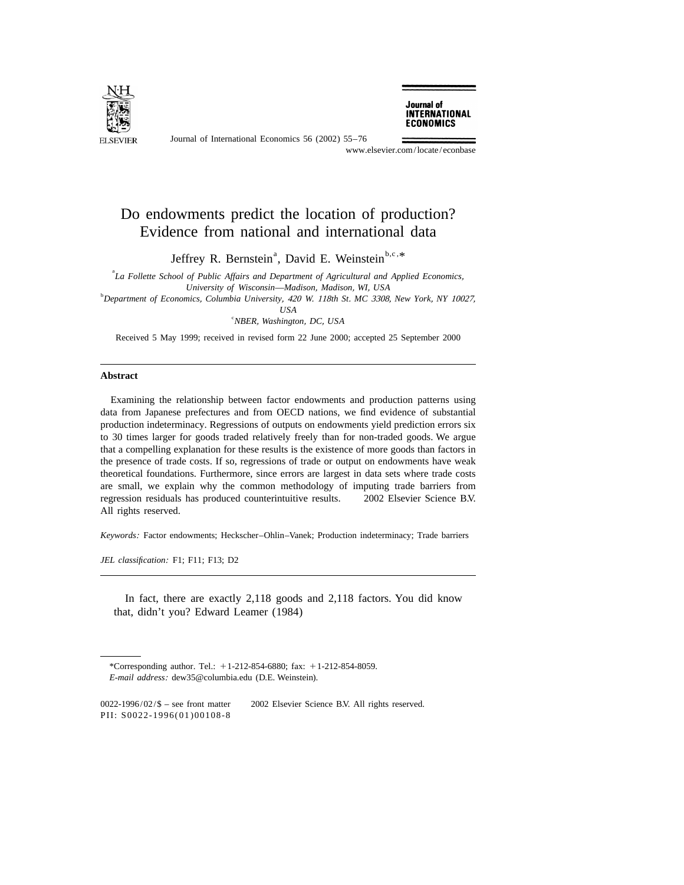# Do endowments predict the location of production? Evidence from national and international data

Jeffrey R. Bernstein[a], David E. Weinstein[b,c,*]

[a] *La Follette School of Public Affairs and Department of Agricultural and Applied Economics, University of Wisconsin—Madison, Madison, WI, USA*

[b] *Department of Economics, Columbia University, 420 W. 118th St. MC 3308, New York, NY 10027, USA*

[c] *NBER, Washington, DC, USA*

Received 5 May 1999; received in revised form 22 June 2000; accepted 25 September 2000

---

## Abstract

Examining the relationship between factor endowments and production patterns using data from Japanese prefectures and from OECD nations, we find evidence of substantial production indeterminacy. Regressions of outputs on endowments yield prediction errors six to 30 times larger for goods traded relatively freely than for non-traded goods. We argue that a compelling explanation for these results is the existence of more goods than factors in the presence of trade costs. If so, regressions of trade or output on endowments have weak theoretical foundations. Furthermore, since errors are largest in data sets where trade costs are small, we explain why the common methodology of imputing trade barriers from regression residuals has produced counterintuitive results. © 2002 Elsevier Science B.V. All rights reserved.

*Keywords:* Factor endowments; Heckscher–Ohlin–Vanek; Production indeterminacy; Trade barriers

*JEL classification:* F1; F11; F13; D2

---

> In fact, there are exactly 2,118 goods and 2,118 factors. You did know that, didn't you? Edward Leamer (1984)

---

*Corresponding author. Tel.: +1-212-854-6880; fax: +1-212-854-8059.

*E-mail address:* dew35@columbia.edu (D.E. Weinstein).

0022-1996/02/$ – see front matter © 2002 Elsevier Science B.V. All rights reserved.
PII: S0022-1996(01)00108-8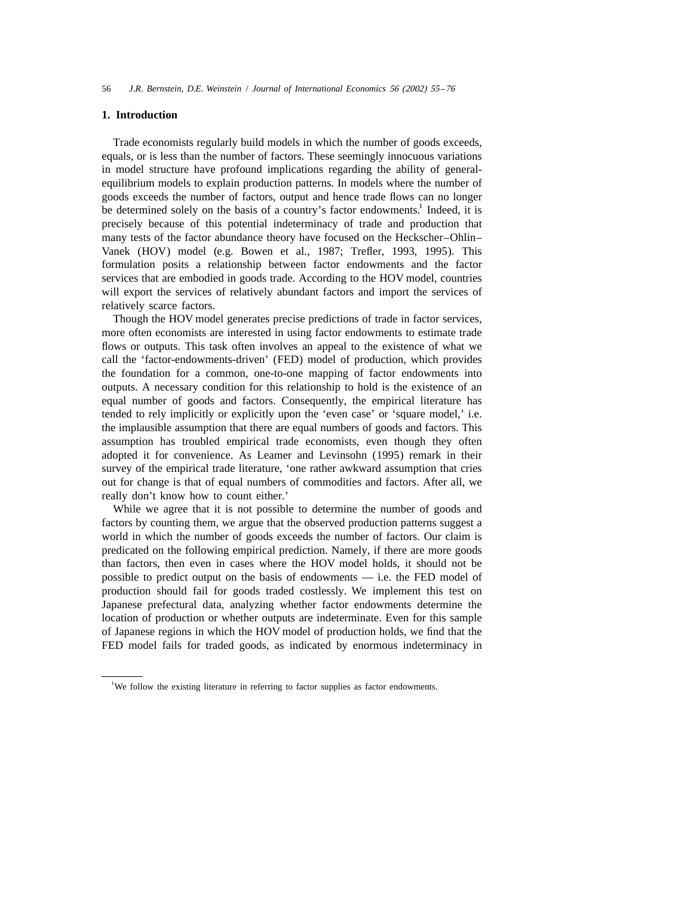## 1. Introduction

Trade economists regularly build models in which the number of goods exceeds, equals, or is less than the number of factors. These seemingly innocuous variations in model structure have profound implications regarding the ability of general-equilibrium models to explain production patterns. In models where the number of goods exceeds the number of factors, output and hence trade flows can no longer be determined solely on the basis of a country's factor endowments.[1] Indeed, it is precisely because of this potential indeterminacy of trade and production that many tests of the factor abundance theory have focused on the Heckscher–Ohlin–Vanek (HOV) model (e.g. Bowen et al., 1987; Trefler, 1993, 1995). This formulation posits a relationship between factor endowments and the factor services that are embodied in goods trade. According to the HOV model, countries will export the services of relatively abundant factors and import the services of relatively scarce factors.

Though the HOV model generates precise predictions of trade in factor services, more often economists are interested in using factor endowments to estimate trade flows or outputs. This task often involves an appeal to the existence of what we call the 'factor-endowments-driven' (FED) model of production, which provides the foundation for a common, one-to-one mapping of factor endowments into outputs. A necessary condition for this relationship to hold is the existence of an equal number of goods and factors. Consequently, the empirical literature has tended to rely implicitly or explicitly upon the 'even case' or 'square model,' i.e. the implausible assumption that there are equal numbers of goods and factors. This assumption has troubled empirical trade economists, even though they often adopted it for convenience. As Leamer and Levinsohn (1995) remark in their survey of the empirical trade literature, 'one rather awkward assumption that cries out for change is that of equal numbers of commodities and factors. After all, we really don't know how to count either.'

While we agree that it is not possible to determine the number of goods and factors by counting them, we argue that the observed production patterns suggest a world in which the number of goods exceeds the number of factors. Our claim is predicated on the following empirical prediction. Namely, if there are more goods than factors, then even in cases where the HOV model holds, it should not be possible to predict output on the basis of endowments — i.e. the FED model of production should fail for goods traded costlessly. We implement this test on Japanese prefectural data, analyzing whether factor endowments determine the location of production or whether outputs are indeterminate. Even for this sample of Japanese regions in which the HOV model of production holds, we find that the FED model fails for traded goods, as indicated by enormous indeterminacy in

[1] We follow the existing literature in referring to factor supplies as factor endowments.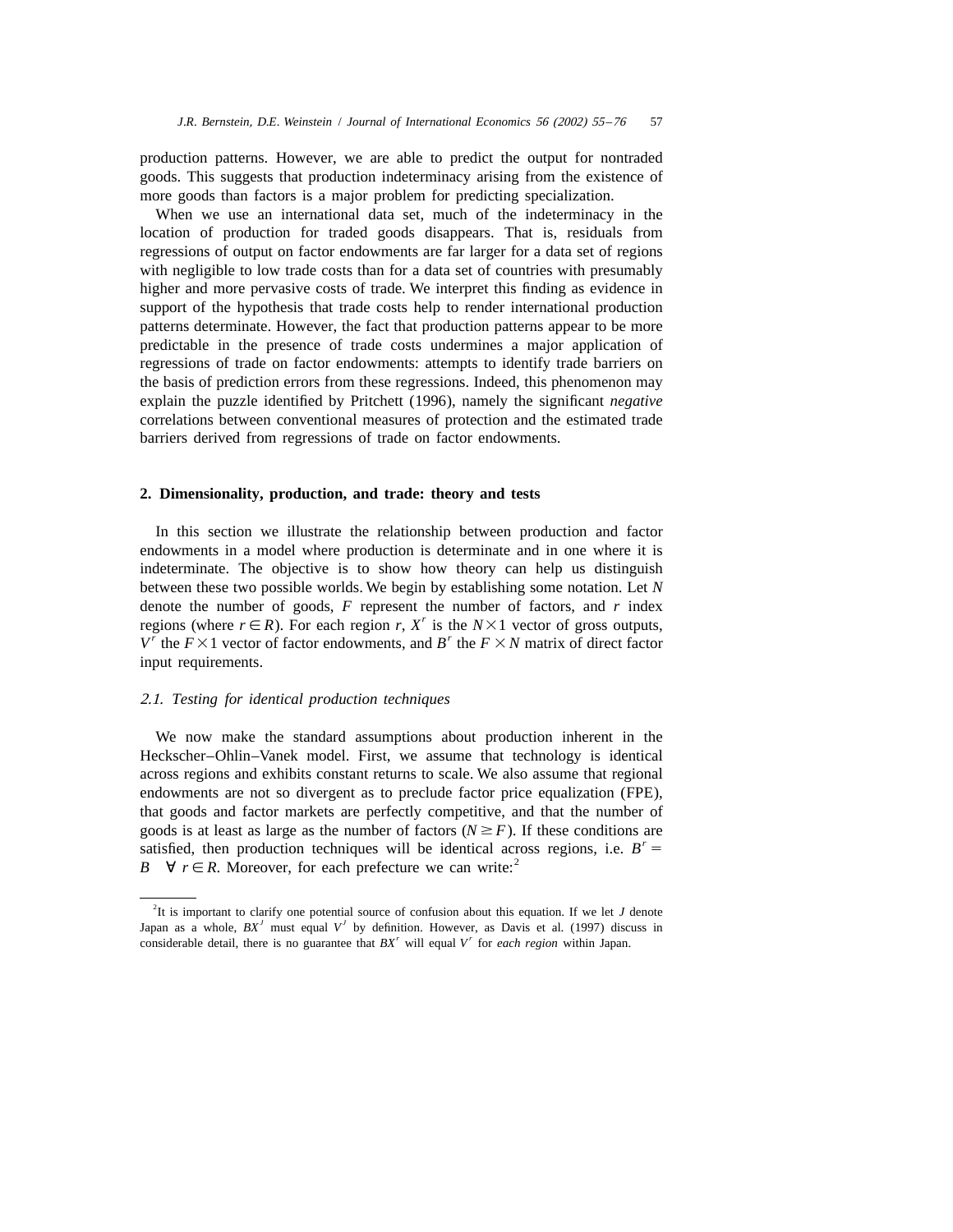production patterns. However, we are able to predict the output for nontraded goods. This suggests that production indeterminacy arising from the existence of more goods than factors is a major problem for predicting specialization.

When we use an international data set, much of the indeterminacy in the location of production for traded goods disappears. That is, residuals from regressions of output on factor endowments are far larger for a data set of regions with negligible to low trade costs than for a data set of countries with presumably higher and more pervasive costs of trade. We interpret this finding as evidence in support of the hypothesis that trade costs help to render international production patterns determinate. However, the fact that production patterns appear to be more predictable in the presence of trade costs undermines a major application of regressions of trade on factor endowments: attempts to identify trade barriers on the basis of prediction errors from these regressions. Indeed, this phenomenon may explain the puzzle identified by Pritchett (1996), namely the significant *negative* correlations between conventional measures of protection and the estimated trade barriers derived from regressions of trade on factor endowments.

## 2. Dimensionality, production, and trade: theory and tests

In this section we illustrate the relationship between production and factor endowments in a model where production is determinate and in one where it is indeterminate. The objective is to show how theory can help us distinguish between these two possible worlds. We begin by establishing some notation. Let $N$ denote the number of goods, $F$ represent the number of factors, and $r$ index regions (where $r \in R$). For each region $r$, $X^r$ is the $N \times 1$ vector of gross outputs, $V^r$ the $F \times 1$ vector of factor endowments, and $B^r$ the $F \times N$ matrix of direct factor input requirements.

### *2.1. Testing for identical production techniques*

We now make the standard assumptions about production inherent in the Heckscher–Ohlin–Vanek model. First, we assume that technology is identical across regions and exhibits constant returns to scale. We also assume that regional endowments are not so divergent as to preclude factor price equalization (FPE), that goods and factor markets are perfectly competitive, and that the number of goods is at least as large as the number of factors ($N \geq F$). If these conditions are satisfied, then production techniques will be identical across regions, i.e. $B^r = B \quad \forall\, r \in R$. Moreover, for each prefecture we can write:[2]

---

[2] It is important to clarify one potential source of confusion about this equation. If we let $J$ denote Japan as a whole, $BX^J$ must equal $V^J$ by definition. However, as Davis et al. (1997) discuss in considerable detail, there is no guarantee that $BX^r$ will equal $V^r$ for *each region* within Japan.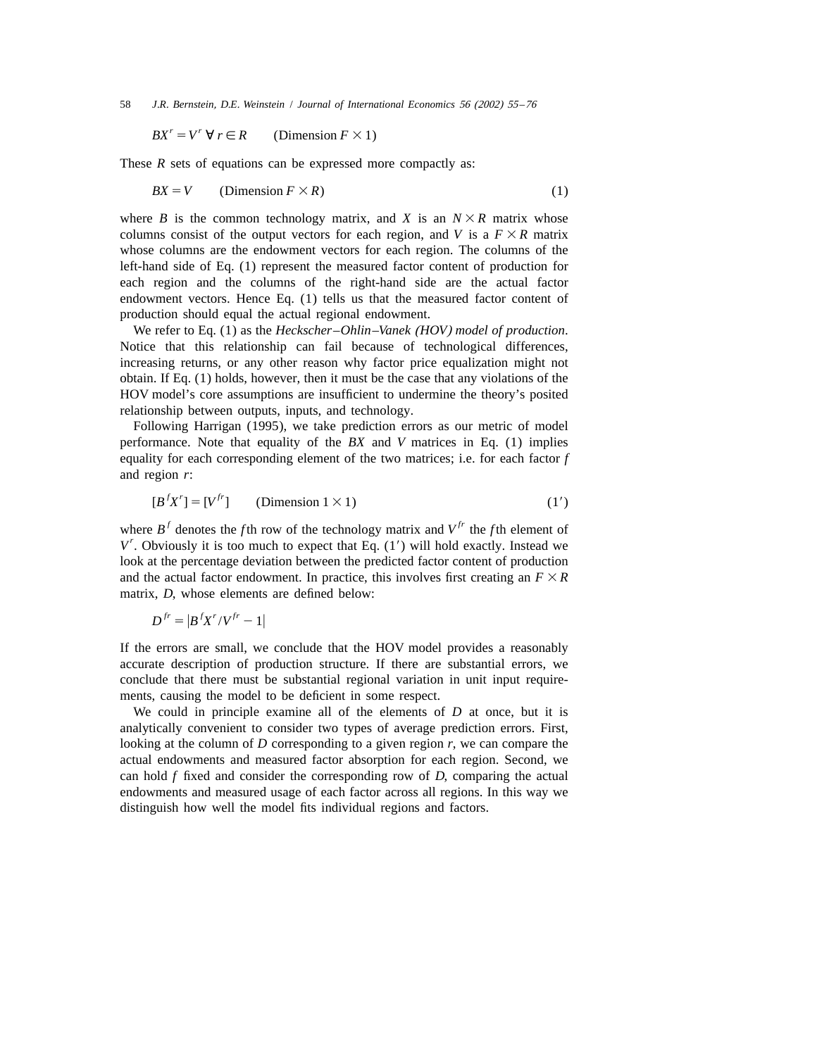$$BX^r = V^r \; \forall \; r \in R \qquad \text{(Dimension } F \times 1\text{)}$$

These $R$ sets of equations can be expressed more compactly as:

$$BX = V \qquad \text{(Dimension } F \times R\text{)} \tag{1}$$

where $B$ is the common technology matrix, and $X$ is an $N \times R$ matrix whose columns consist of the output vectors for each region, and $V$ is a $F \times R$ matrix whose columns are the endowment vectors for each region. The columns of the left-hand side of Eq. (1) represent the measured factor content of production for each region and the columns of the right-hand side are the actual factor endowment vectors. Hence Eq. (1) tells us that the measured factor content of production should equal the actual regional endowment.

We refer to Eq. (1) as the *Heckscher–Ohlin–Vanek (HOV) model of production*. Notice that this relationship can fail because of technological differences, increasing returns, or any other reason why factor price equalization might not obtain. If Eq. (1) holds, however, then it must be the case that any violations of the HOV model's core assumptions are insufficient to undermine the theory's posited relationship between outputs, inputs, and technology.

Following Harrigan (1995), we take prediction errors as our metric of model performance. Note that equality of the $BX$ and $V$ matrices in Eq. (1) implies equality for each corresponding element of the two matrices; i.e. for each factor $f$ and region $r$:

$$[B^f X^r] = [V^{fr}] \qquad \text{(Dimension } 1 \times 1\text{)} \tag{1$'$}$$

where $B^f$ denotes the $f$th row of the technology matrix and $V^{fr}$ the $f$th element of $V^r$. Obviously it is too much to expect that Eq. (1′) will hold exactly. Instead we look at the percentage deviation between the predicted factor content of production and the actual factor endowment. In practice, this involves first creating an $F \times R$ matrix, $D$, whose elements are defined below:

$$D^{fr} = |B^f X^r / V^{fr} - 1|$$

If the errors are small, we conclude that the HOV model provides a reasonably accurate description of production structure. If there are substantial errors, we conclude that there must be substantial regional variation in unit input requirements, causing the model to be deficient in some respect.

We could in principle examine all of the elements of $D$ at once, but it is analytically convenient to consider two types of average prediction errors. First, looking at the column of $D$ corresponding to a given region $r$, we can compare the actual endowments and measured factor absorption for each region. Second, we can hold $f$ fixed and consider the corresponding row of $D$, comparing the actual endowments and measured usage of each factor across all regions. In this way we distinguish how well the model fits individual regions and factors.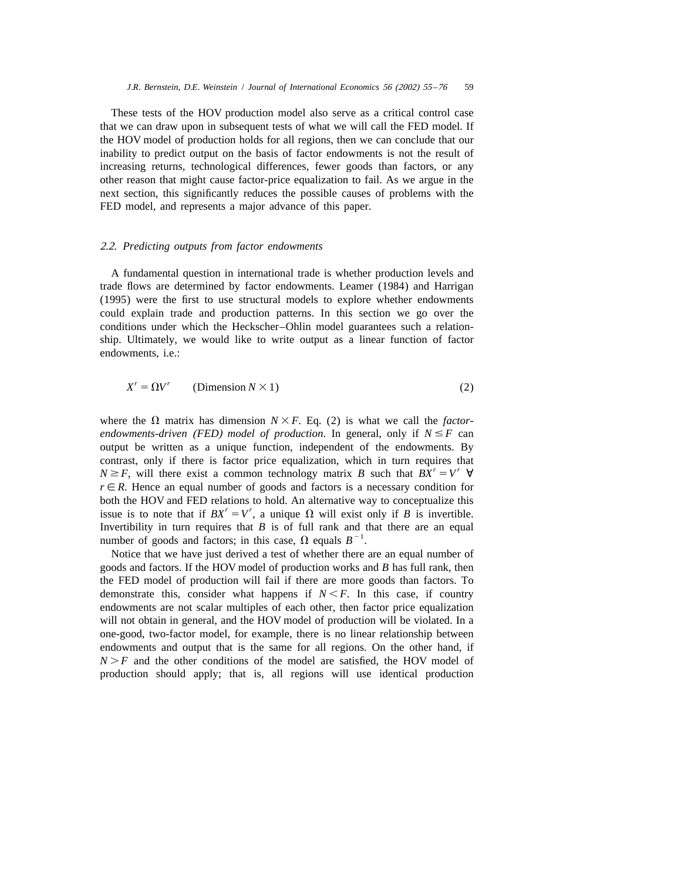These tests of the HOV production model also serve as a critical control case that we can draw upon in subsequent tests of what we will call the FED model. If the HOV model of production holds for all regions, then we can conclude that our inability to predict output on the basis of factor endowments is not the result of increasing returns, technological differences, fewer goods than factors, or any other reason that might cause factor-price equalization to fail. As we argue in the next section, this significantly reduces the possible causes of problems with the FED model, and represents a major advance of this paper.

### 2.2. Predicting outputs from factor endowments

A fundamental question in international trade is whether production levels and trade flows are determined by factor endowments. Leamer (1984) and Harrigan (1995) were the first to use structural models to explore whether endowments could explain trade and production patterns. In this section we go over the conditions under which the Heckscher–Ohlin model guarantees such a relationship. Ultimately, we would like to write output as a linear function of factor endowments, i.e.:

$$X^r = \Omega V^r \qquad \text{(Dimension } N \times 1\text{)} \tag{2}$$

where the $\Omega$ matrix has dimension $N \times F$. Eq. (2) is what we call the *factor-endowments-driven (FED) model of production*. In general, only if $N \leq F$ can output be written as a unique function, independent of the endowments. By contrast, only if there is factor price equalization, which in turn requires that $N \geq F$, will there exist a common technology matrix $B$ such that $BX^r = V^r$ $\forall$ $r \in R$. Hence an equal number of goods and factors is a necessary condition for both the HOV and FED relations to hold. An alternative way to conceptualize this issue is to note that if $BX^r = V^r$, a unique $\Omega$ will exist only if $B$ is invertible. Invertibility in turn requires that $B$ is of full rank and that there are an equal number of goods and factors; in this case, $\Omega$ equals $B^{-1}$.

Notice that we have just derived a test of whether there are an equal number of goods and factors. If the HOV model of production works and $B$ has full rank, then the FED model of production will fail if there are more goods than factors. To demonstrate this, consider what happens if $N < F$. In this case, if country endowments are not scalar multiples of each other, then factor price equalization will not obtain in general, and the HOV model of production will be violated. In a one-good, two-factor model, for example, there is no linear relationship between endowments and output that is the same for all regions. On the other hand, if $N > F$ and the other conditions of the model are satisfied, the HOV model of production should apply; that is, all regions will use identical production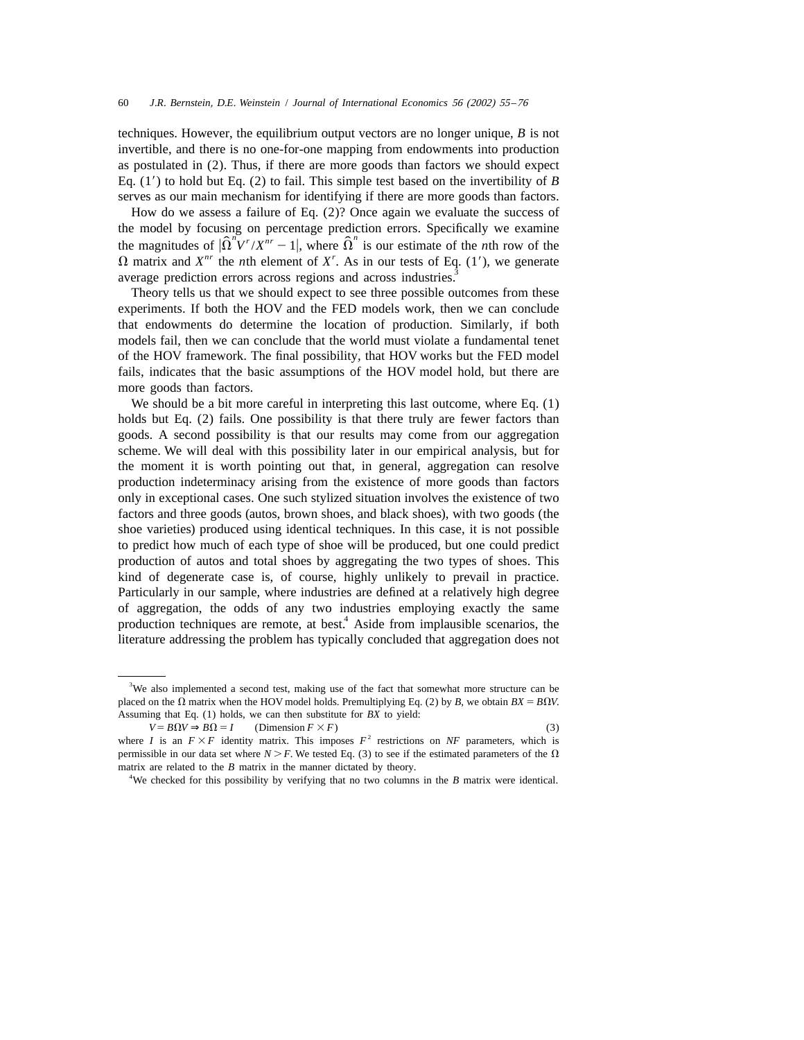techniques. However, the equilibrium output vectors are no longer unique, $B$ is not invertible, and there is no one-for-one mapping from endowments into production as postulated in (2). Thus, if there are more goods than factors we should expect Eq. (1′) to hold but Eq. (2) to fail. This simple test based on the invertibility of $B$ serves as our main mechanism for identifying if there are more goods than factors.

How do we assess a failure of Eq. (2)? Once again we evaluate the success of the model by focusing on percentage prediction errors. Specifically we examine the magnitudes of $|\hat{\Omega}^n V^r / X^{nr} - 1|$, where $\hat{\Omega}^n$ is our estimate of the $n$th row of the $\Omega$ matrix and $X^{nr}$ the $n$th element of $X^r$. As in our tests of Eq. (1′), we generate average prediction errors across regions and across industries.[3]

Theory tells us that we should expect to see three possible outcomes from these experiments. If both the HOV and the FED models work, then we can conclude that endowments do determine the location of production. Similarly, if both models fail, then we can conclude that the world must violate a fundamental tenet of the HOV framework. The final possibility, that HOV works but the FED model fails, indicates that the basic assumptions of the HOV model hold, but there are more goods than factors.

We should be a bit more careful in interpreting this last outcome, where Eq. (1) holds but Eq. (2) fails. One possibility is that there truly are fewer factors than goods. A second possibility is that our results may come from our aggregation scheme. We will deal with this possibility later in our empirical analysis, but for the moment it is worth pointing out that, in general, aggregation can resolve production indeterminacy arising from the existence of more goods than factors only in exceptional cases. One such stylized situation involves the existence of two factors and three goods (autos, brown shoes, and black shoes), with two goods (the shoe varieties) produced using identical techniques. In this case, it is not possible to predict how much of each type of shoe will be produced, but one could predict production of autos and total shoes by aggregating the two types of shoes. This kind of degenerate case is, of course, highly unlikely to prevail in practice. Particularly in our sample, where industries are defined at a relatively high degree of aggregation, the odds of any two industries employing exactly the same production techniques are remote, at best.[4] Aside from implausible scenarios, the literature addressing the problem has typically concluded that aggregation does not

---

[3] We also implemented a second test, making use of the fact that somewhat more structure can be placed on the $\Omega$ matrix when the HOV model holds. Premultiplying Eq. (2) by $B$, we obtain $BX = B\Omega V$. Assuming that Eq. (1) holds, we can then substitute for $BX$ to yield:

$$V = B\Omega V \Rightarrow B\Omega = I \qquad (\text{Dimension } F \times F) \tag{3}$$

where $I$ is an $F \times F$ identity matrix. This imposes $F^2$ restrictions on $NF$ parameters, which is permissible in our data set where $N > F$. We tested Eq. (3) to see if the estimated parameters of the $\Omega$ matrix are related to the $B$ matrix in the manner dictated by theory.

[4] We checked for this possibility by verifying that no two columns in the $B$ matrix were identical.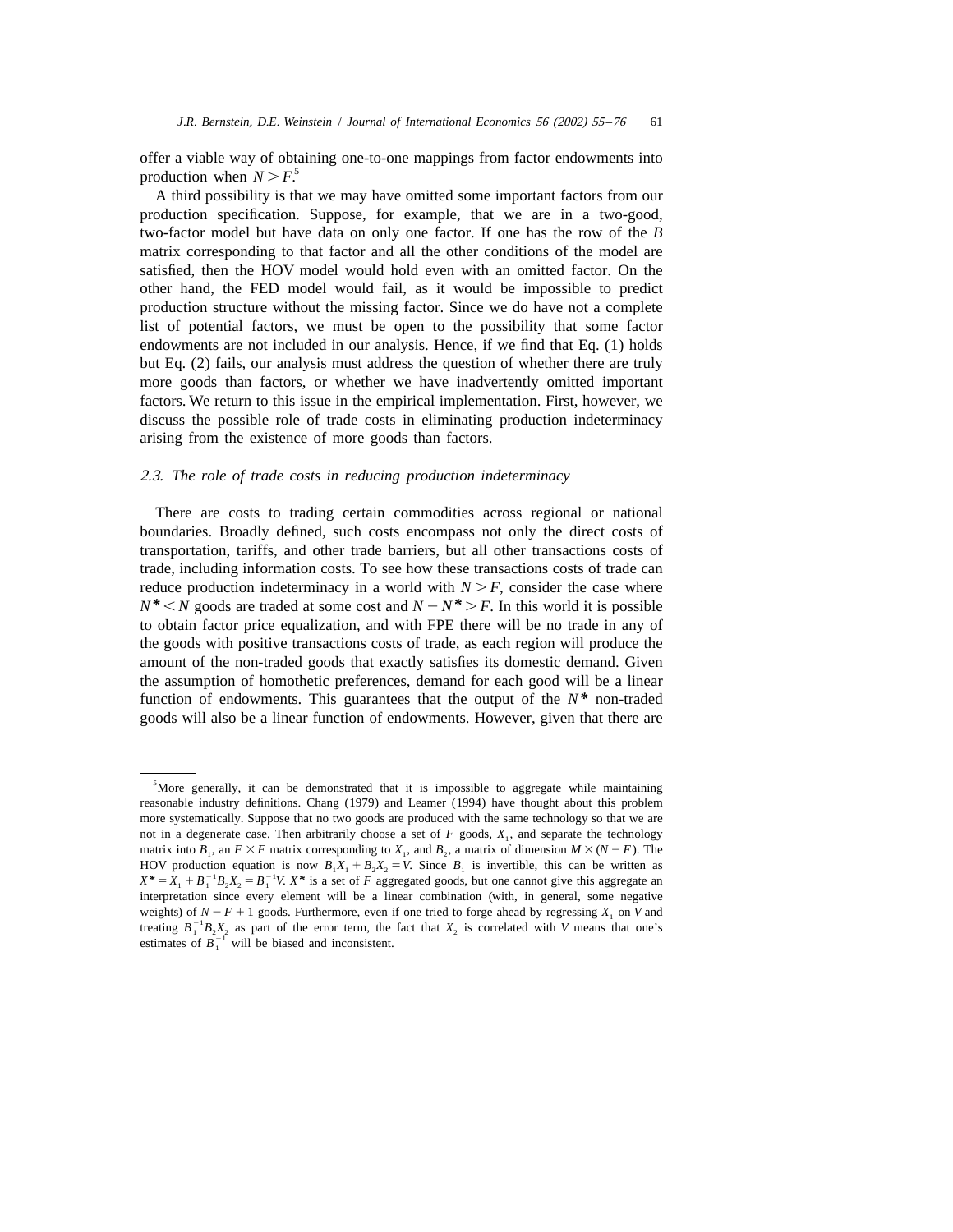offer a viable way of obtaining one-to-one mappings from factor endowments into production when $N > F$.[5]

A third possibility is that we may have omitted some important factors from our production specification. Suppose, for example, that we are in a two-good, two-factor model but have data on only one factor. If one has the row of the $B$ matrix corresponding to that factor and all the other conditions of the model are satisfied, then the HOV model would hold even with an omitted factor. On the other hand, the FED model would fail, as it would be impossible to predict production structure without the missing factor. Since we do have not a complete list of potential factors, we must be open to the possibility that some factor endowments are not included in our analysis. Hence, if we find that Eq. (1) holds but Eq. (2) fails, our analysis must address the question of whether there are truly more goods than factors, or whether we have inadvertently omitted important factors. We return to this issue in the empirical implementation. First, however, we discuss the possible role of trade costs in eliminating production indeterminacy arising from the existence of more goods than factors.

### 2.3. The role of trade costs in reducing production indeterminacy

There are costs to trading certain commodities across regional or national boundaries. Broadly defined, such costs encompass not only the direct costs of transportation, tariffs, and other trade barriers, but all other transactions costs of trade, including information costs. To see how these transactions costs of trade can reduce production indeterminacy in a world with $N > F$, consider the case where $N^* < N$ goods are traded at some cost and $N - N^* > F$. In this world it is possible to obtain factor price equalization, and with FPE there will be no trade in any of the goods with positive transactions costs of trade, as each region will produce the amount of the non-traded goods that exactly satisfies its domestic demand. Given the assumption of homothetic preferences, demand for each good will be a linear function of endowments. This guarantees that the output of the $N^*$ non-traded goods will also be a linear function of endowments. However, given that there are

---

[5] More generally, it can be demonstrated that it is impossible to aggregate while maintaining reasonable industry definitions. Chang (1979) and Leamer (1994) have thought about this problem more systematically. Suppose that no two goods are produced with the same technology so that we are not in a degenerate case. Then arbitrarily choose a set of $F$ goods, $X_1$, and separate the technology matrix into $B_1$, an $F \times F$ matrix corresponding to $X_1$, and $B_2$, a matrix of dimension $M \times (N - F)$. The HOV production equation is now $B_1X_1 + B_2X_2 = V$. Since $B_1$ is invertible, this can be written as $X^* = X_1 + B_1^{-1}B_2X_2 = B_1^{-1}V$. $X^*$ is a set of $F$ aggregated goods, but one cannot give this aggregate an interpretation since every element will be a linear combination (with, in general, some negative weights) of $N - F + 1$ goods. Furthermore, even if one tried to forge ahead by regressing $X_1$ on $V$ and treating $B_1^{-1}B_2X_2$ as part of the error term, the fact that $X_2$ is correlated with $V$ means that one's estimates of $B_1^{-1}$ will be biased and inconsistent.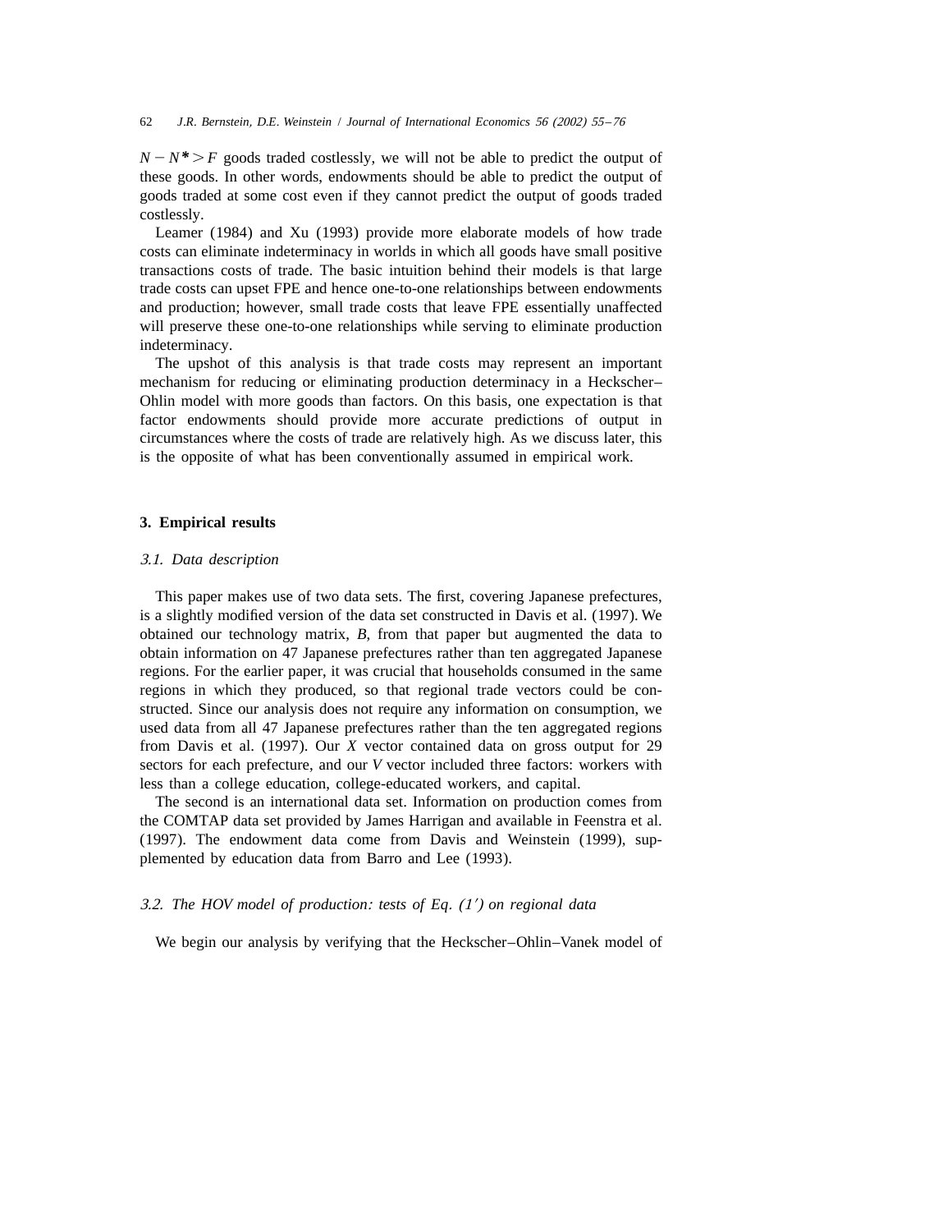$N - N^* > F$ goods traded costlessly, we will not be able to predict the output of these goods. In other words, endowments should be able to predict the output of goods traded at some cost even if they cannot predict the output of goods traded costlessly.

Leamer (1984) and Xu (1993) provide more elaborate models of how trade costs can eliminate indeterminacy in worlds in which all goods have small positive transactions costs of trade. The basic intuition behind their models is that large trade costs can upset FPE and hence one-to-one relationships between endowments and production; however, small trade costs that leave FPE essentially unaffected will preserve these one-to-one relationships while serving to eliminate production indeterminacy.

The upshot of this analysis is that trade costs may represent an important mechanism for reducing or eliminating production determinacy in a Heckscher–Ohlin model with more goods than factors. On this basis, one expectation is that factor endowments should provide more accurate predictions of output in circumstances where the costs of trade are relatively high. As we discuss later, this is the opposite of what has been conventionally assumed in empirical work.

## 3. Empirical results

### *3.1. Data description*

This paper makes use of two data sets. The first, covering Japanese prefectures, is a slightly modified version of the data set constructed in Davis et al. (1997). We obtained our technology matrix, *B*, from that paper but augmented the data to obtain information on 47 Japanese prefectures rather than ten aggregated Japanese regions. For the earlier paper, it was crucial that households consumed in the same regions in which they produced, so that regional trade vectors could be constructed. Since our analysis does not require any information on consumption, we used data from all 47 Japanese prefectures rather than the ten aggregated regions from Davis et al. (1997). Our *X* vector contained data on gross output for 29 sectors for each prefecture, and our *V* vector included three factors: workers with less than a college education, college-educated workers, and capital.

The second is an international data set. Information on production comes from the COMTAP data set provided by James Harrigan and available in Feenstra et al. (1997). The endowment data come from Davis and Weinstein (1999), supplemented by education data from Barro and Lee (1993).

### *3.2. The HOV model of production: tests of Eq. (1′) on regional data*

We begin our analysis by verifying that the Heckscher–Ohlin–Vanek model of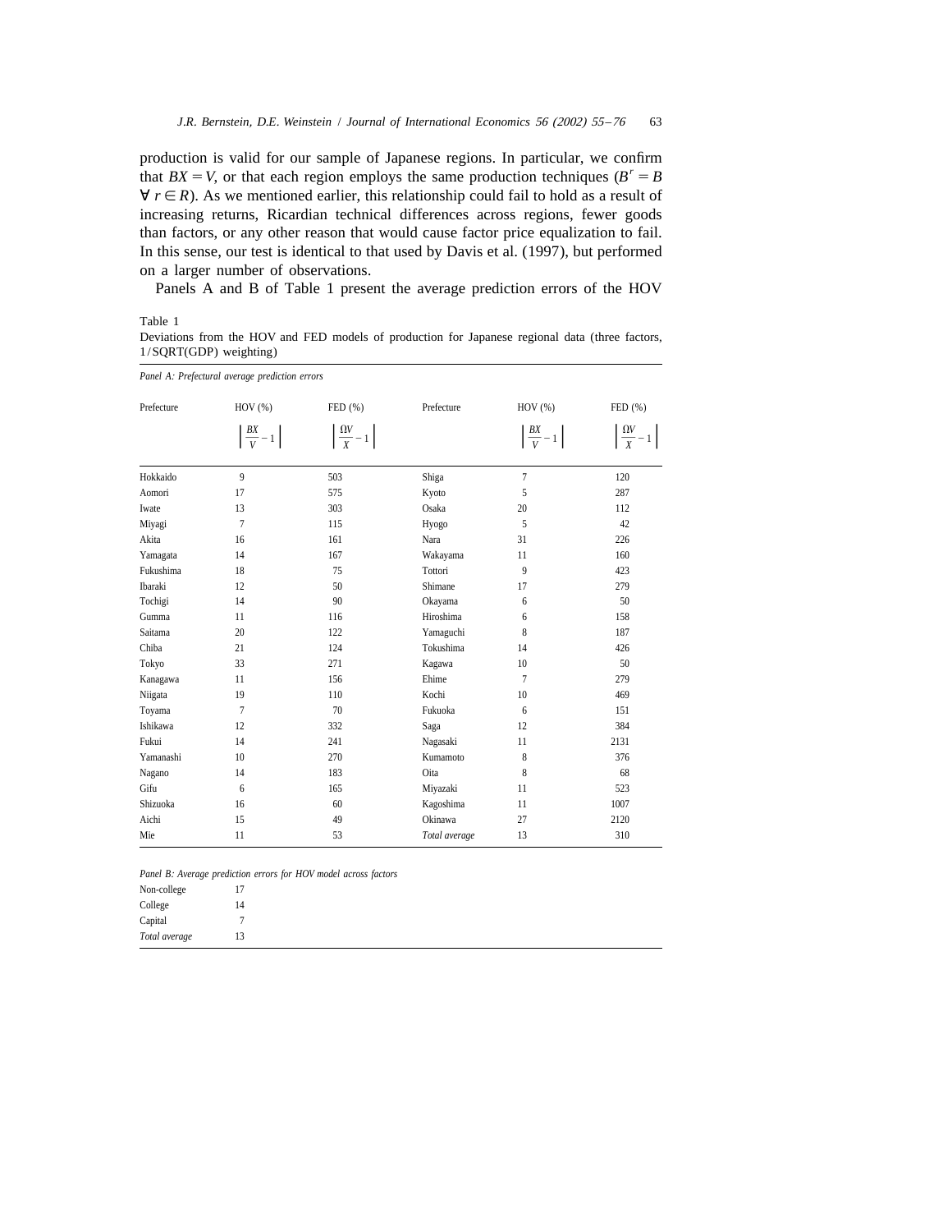production is valid for our sample of Japanese regions. In particular, we confirm that $BX = V$, or that each region employs the same production techniques ($B^r = B$ $\forall\, r \in R$). As we mentioned earlier, this relationship could fail to hold as a result of increasing returns, Ricardian technical differences across regions, fewer goods than factors, or any other reason that would cause factor price equalization to fail. In this sense, our test is identical to that used by Davis et al. (1997), but performed on a larger number of observations.

Panels A and B of Table 1 present the average prediction errors of the HOV

Table 1
Deviations from the HOV and FED models of production for Japanese regional data (three factors, 1/SQRT(GDP) weighting)

*Panel A: Prefectural average prediction errors*

| Prefecture | HOV (%) $\left\lvert \frac{BX}{V} - 1 \right\rvert$ | FED (%) $\left\lvert \frac{\Omega V}{X} - 1 \right\rvert$ | Prefecture | HOV (%) $\left\lvert \frac{BX}{V} - 1 \right\rvert$ | FED (%) $\left\lvert \frac{\Omega V}{X} - 1 \right\rvert$ |
|---|---|---|---|---|---|
| Hokkaido | 9 | 503 | Shiga | 7 | 120 |
| Aomori | 17 | 575 | Kyoto | 5 | 287 |
| Iwate | 13 | 303 | Osaka | 20 | 112 |
| Miyagi | 7 | 115 | Hyogo | 5 | 42 |
| Akita | 16 | 161 | Nara | 31 | 226 |
| Yamagata | 14 | 167 | Wakayama | 11 | 160 |
| Fukushima | 18 | 75 | Tottori | 9 | 423 |
| Ibaraki | 12 | 50 | Shimane | 17 | 279 |
| Tochigi | 14 | 90 | Okayama | 6 | 50 |
| Gumma | 11 | 116 | Hiroshima | 6 | 158 |
| Saitama | 20 | 122 | Yamaguchi | 8 | 187 |
| Chiba | 21 | 124 | Tokushima | 14 | 426 |
| Tokyo | 33 | 271 | Kagawa | 10 | 50 |
| Kanagawa | 11 | 156 | Ehime | 7 | 279 |
| Niigata | 19 | 110 | Kochi | 10 | 469 |
| Toyama | 7 | 70 | Fukuoka | 6 | 151 |
| Ishikawa | 12 | 332 | Saga | 12 | 384 |
| Fukui | 14 | 241 | Nagasaki | 11 | 2131 |
| Yamanashi | 10 | 270 | Kumamoto | 8 | 376 |
| Nagano | 14 | 183 | Oita | 8 | 68 |
| Gifu | 6 | 165 | Miyazaki | 11 | 523 |
| Shizuoka | 16 | 60 | Kagoshima | 11 | 1007 |
| Aichi | 15 | 49 | Okinawa | 27 | 2120 |
| Mie | 11 | 53 | *Total average* | 13 | 310 |

*Panel B: Average prediction errors for HOV model across factors*

| | |
|---|---|
| Non-college | 17 |
| College | 14 |
| Capital | 7 |
| *Total average* | 13 |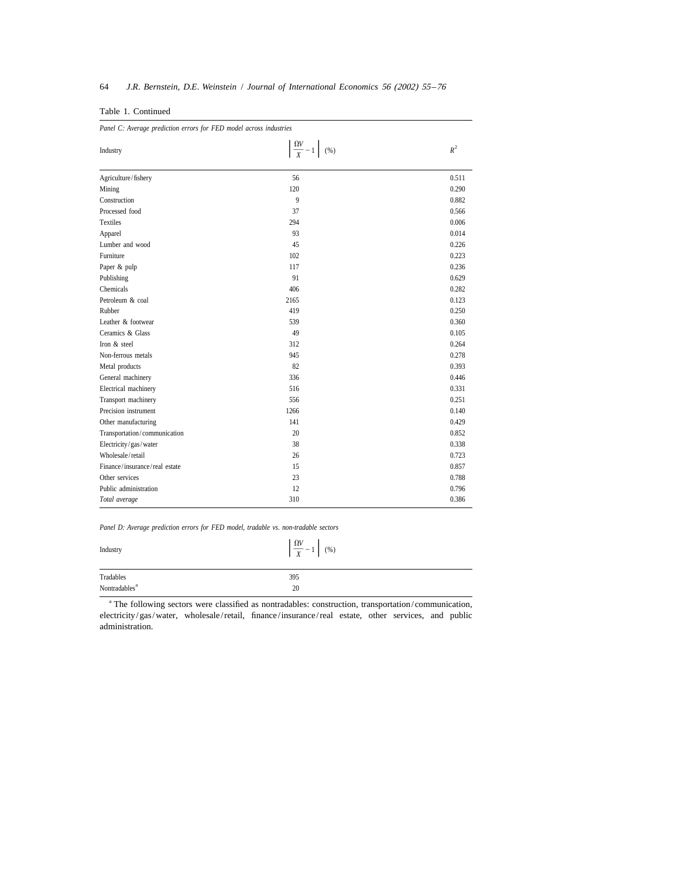Table 1. Continued

*Panel C: Average prediction errors for FED model across industries*

| Industry | $\left\lvert \frac{\Omega V}{X} - 1 \right\rvert$ (%) | $R^2$ |
|---|---|---|
| Agriculture/fishery | 56 | 0.511 |
| Mining | 120 | 0.290 |
| Construction | 9 | 0.882 |
| Processed food | 37 | 0.566 |
| Textiles | 294 | 0.006 |
| Apparel | 93 | 0.014 |
| Lumber and wood | 45 | 0.226 |
| Furniture | 102 | 0.223 |
| Paper & pulp | 117 | 0.236 |
| Publishing | 91 | 0.629 |
| Chemicals | 406 | 0.282 |
| Petroleum & coal | 2165 | 0.123 |
| Rubber | 419 | 0.250 |
| Leather & footwear | 539 | 0.360 |
| Ceramics & Glass | 49 | 0.105 |
| Iron & steel | 312 | 0.264 |
| Non-ferrous metals | 945 | 0.278 |
| Metal products | 82 | 0.393 |
| General machinery | 336 | 0.446 |
| Electrical machinery | 516 | 0.331 |
| Transport machinery | 556 | 0.251 |
| Precision instrument | 1266 | 0.140 |
| Other manufacturing | 141 | 0.429 |
| Transportation/communication | 20 | 0.852 |
| Electricity/gas/water | 38 | 0.338 |
| Wholesale/retail | 26 | 0.723 |
| Finance/insurance/real estate | 15 | 0.857 |
| Other services | 23 | 0.788 |
| Public administration | 12 | 0.796 |
| *Total average* | 310 | 0.386 |

*Panel D: Average prediction errors for FED model, tradable vs. non-tradable sectors*

| Industry | $\left\lvert \frac{\Omega V}{X} - 1 \right\rvert$ (%) |
|---|---|
| Tradables | 395 |
| Nontradables[a] | 20 |

[a] The following sectors were classified as nontradables: construction, transportation/communication, electricity/gas/water, wholesale/retail, finance/insurance/real estate, other services, and public administration.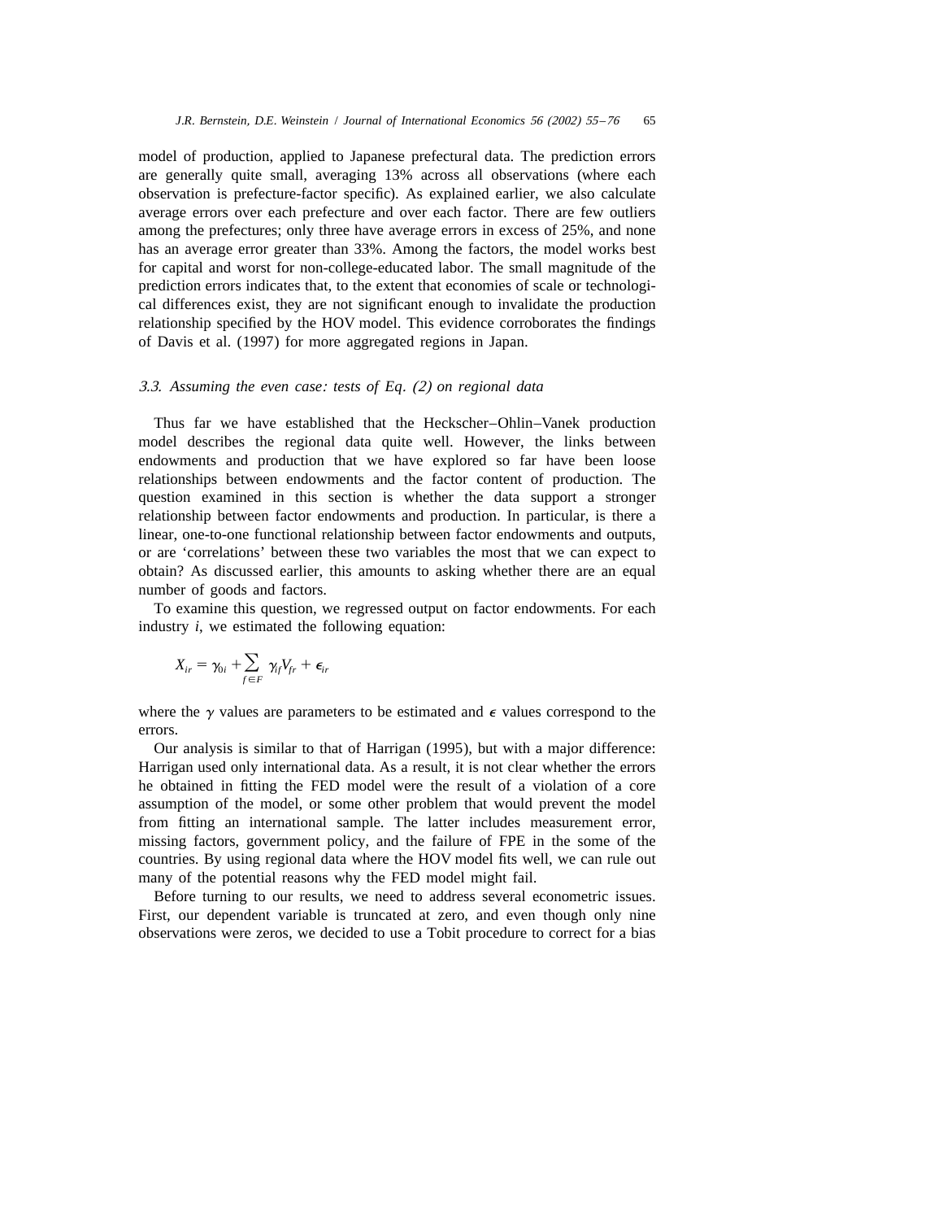model of production, applied to Japanese prefectural data. The prediction errors are generally quite small, averaging 13% across all observations (where each observation is prefecture-factor specific). As explained earlier, we also calculate average errors over each prefecture and over each factor. There are few outliers among the prefectures; only three have average errors in excess of 25%, and none has an average error greater than 33%. Among the factors, the model works best for capital and worst for non-college-educated labor. The small magnitude of the prediction errors indicates that, to the extent that economies of scale or technological differences exist, they are not significant enough to invalidate the production relationship specified by the HOV model. This evidence corroborates the findings of Davis et al. (1997) for more aggregated regions in Japan.

### *3.3. Assuming the even case: tests of Eq. (2) on regional data*

Thus far we have established that the Heckscher–Ohlin–Vanek production model describes the regional data quite well. However, the links between endowments and production that we have explored so far have been loose relationships between endowments and the factor content of production. The question examined in this section is whether the data support a stronger relationship between factor endowments and production. In particular, is there a linear, one-to-one functional relationship between factor endowments and outputs, or are 'correlations' between these two variables the most that we can expect to obtain? As discussed earlier, this amounts to asking whether there are an equal number of goods and factors.

To examine this question, we regressed output on factor endowments. For each industry $i$, we estimated the following equation:

$$X_{ir} = \gamma_{0i} + \sum_{f \in F} \gamma_{if} V_{fr} + \epsilon_{ir}$$

where the $\gamma$ values are parameters to be estimated and $\epsilon$ values correspond to the errors.

Our analysis is similar to that of Harrigan (1995), but with a major difference: Harrigan used only international data. As a result, it is not clear whether the errors he obtained in fitting the FED model were the result of a violation of a core assumption of the model, or some other problem that would prevent the model from fitting an international sample. The latter includes measurement error, missing factors, government policy, and the failure of FPE in the some of the countries. By using regional data where the HOV model fits well, we can rule out many of the potential reasons why the FED model might fail.

Before turning to our results, we need to address several econometric issues. First, our dependent variable is truncated at zero, and even though only nine observations were zeros, we decided to use a Tobit procedure to correct for a bias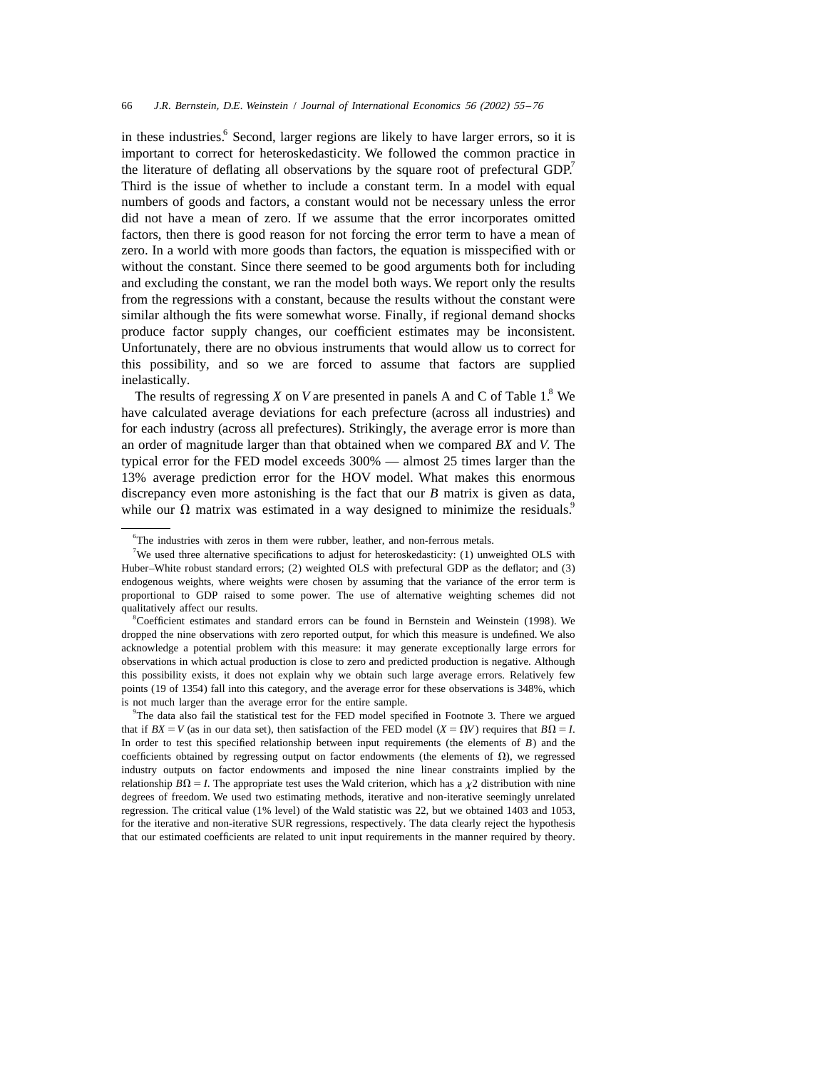in these industries.[6] Second, larger regions are likely to have larger errors, so it is important to correct for heteroskedasticity. We followed the common practice in the literature of deflating all observations by the square root of prefectural GDP.[7] Third is the issue of whether to include a constant term. In a model with equal numbers of goods and factors, a constant would not be necessary unless the error did not have a mean of zero. If we assume that the error incorporates omitted factors, then there is good reason for not forcing the error term to have a mean of zero. In a world with more goods than factors, the equation is misspecified with or without the constant. Since there seemed to be good arguments both for including and excluding the constant, we ran the model both ways. We report only the results from the regressions with a constant, because the results without the constant were similar although the fits were somewhat worse. Finally, if regional demand shocks produce factor supply changes, our coefficient estimates may be inconsistent. Unfortunately, there are no obvious instruments that would allow us to correct for this possibility, and so we are forced to assume that factors are supplied inelastically.

The results of regressing $X$ on $V$ are presented in panels A and C of Table 1.[8] We have calculated average deviations for each prefecture (across all industries) and for each industry (across all prefectures). Strikingly, the average error is more than an order of magnitude larger than that obtained when we compared $BX$ and $V$. The typical error for the FED model exceeds 300% — almost 25 times larger than the 13% average prediction error for the HOV model. What makes this enormous discrepancy even more astonishing is the fact that our $B$ matrix is given as data, while our $\Omega$ matrix was estimated in a way designed to minimize the residuals.[9]

---

[6] The industries with zeros in them were rubber, leather, and non-ferrous metals.

[7] We used three alternative specifications to adjust for heteroskedasticity: (1) unweighted OLS with Huber–White robust standard errors; (2) weighted OLS with prefectural GDP as the deflator; and (3) endogenous weights, where weights were chosen by assuming that the variance of the error term is proportional to GDP raised to some power. The use of alternative weighting schemes did not qualitatively affect our results.

[8] Coefficient estimates and standard errors can be found in Bernstein and Weinstein (1998). We dropped the nine observations with zero reported output, for which this measure is undefined. We also acknowledge a potential problem with this measure: it may generate exceptionally large errors for observations in which actual production is close to zero and predicted production is negative. Although this possibility exists, it does not explain why we obtain such large average errors. Relatively few points (19 of 1354) fall into this category, and the average error for these observations is 348%, which is not much larger than the average error for the entire sample.

[9] The data also fail the statistical test for the FED model specified in Footnote 3. There we argued that if $BX = V$ (as in our data set), then satisfaction of the FED model ($X = \Omega V$) requires that $B\Omega = I$. In order to test this specified relationship between input requirements (the elements of $B$) and the coefficients obtained by regressing output on factor endowments (the elements of $\Omega$), we regressed industry outputs on factor endowments and imposed the nine linear constraints implied by the relationship $B\Omega = I$. The appropriate test uses the Wald criterion, which has a $\chi2$ distribution with nine degrees of freedom. We used two estimating methods, iterative and non-iterative seemingly unrelated regression. The critical value (1% level) of the Wald statistic was 22, but we obtained 1403 and 1053, for the iterative and non-iterative SUR regressions, respectively. The data clearly reject the hypothesis that our estimated coefficients are related to unit input requirements in the manner required by theory.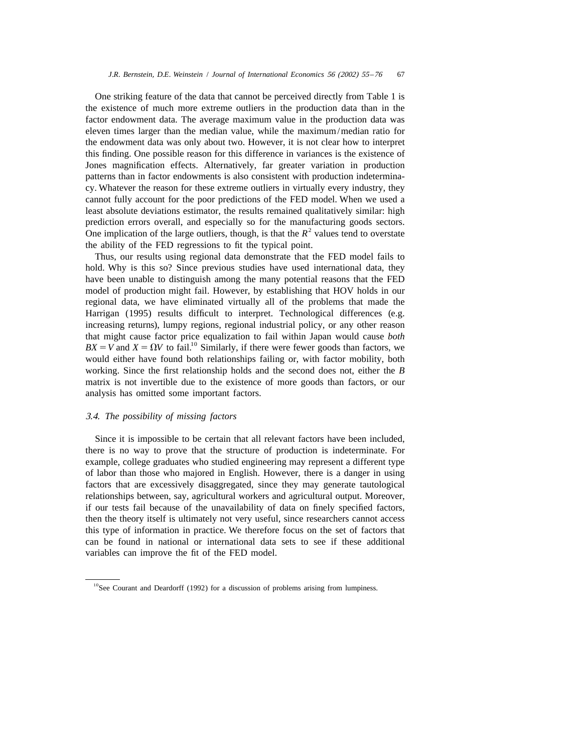One striking feature of the data that cannot be perceived directly from Table 1 is the existence of much more extreme outliers in the production data than in the factor endowment data. The average maximum value in the production data was eleven times larger than the median value, while the maximum/median ratio for the endowment data was only about two. However, it is not clear how to interpret this finding. One possible reason for this difference in variances is the existence of Jones magnification effects. Alternatively, far greater variation in production patterns than in factor endowments is also consistent with production indeterminacy. Whatever the reason for these extreme outliers in virtually every industry, they cannot fully account for the poor predictions of the FED model. When we used a least absolute deviations estimator, the results remained qualitatively similar: high prediction errors overall, and especially so for the manufacturing goods sectors. One implication of the large outliers, though, is that the $R^2$ values tend to overstate the ability of the FED regressions to fit the typical point.

Thus, our results using regional data demonstrate that the FED model fails to hold. Why is this so? Since previous studies have used international data, they have been unable to distinguish among the many potential reasons that the FED model of production might fail. However, by establishing that HOV holds in our regional data, we have eliminated virtually all of the problems that made the Harrigan (1995) results difficult to interpret. Technological differences (e.g. increasing returns), lumpy regions, regional industrial policy, or any other reason that might cause factor price equalization to fail within Japan would cause *both* $BX = V$ and $X = \Omega V$ to fail.[10] Similarly, if there were fewer goods than factors, we would either have found both relationships failing or, with factor mobility, both working. Since the first relationship holds and the second does not, either the $B$ matrix is not invertible due to the existence of more goods than factors, or our analysis has omitted some important factors.

### *3.4. The possibility of missing factors*

Since it is impossible to be certain that all relevant factors have been included, there is no way to prove that the structure of production is indeterminate. For example, college graduates who studied engineering may represent a different type of labor than those who majored in English. However, there is a danger in using factors that are excessively disaggregated, since they may generate tautological relationships between, say, agricultural workers and agricultural output. Moreover, if our tests fail because of the unavailability of data on finely specified factors, then the theory itself is ultimately not very useful, since researchers cannot access this type of information in practice. We therefore focus on the set of factors that can be found in national or international data sets to see if these additional variables can improve the fit of the FED model.

[10] See Courant and Deardorff (1992) for a discussion of problems arising from lumpiness.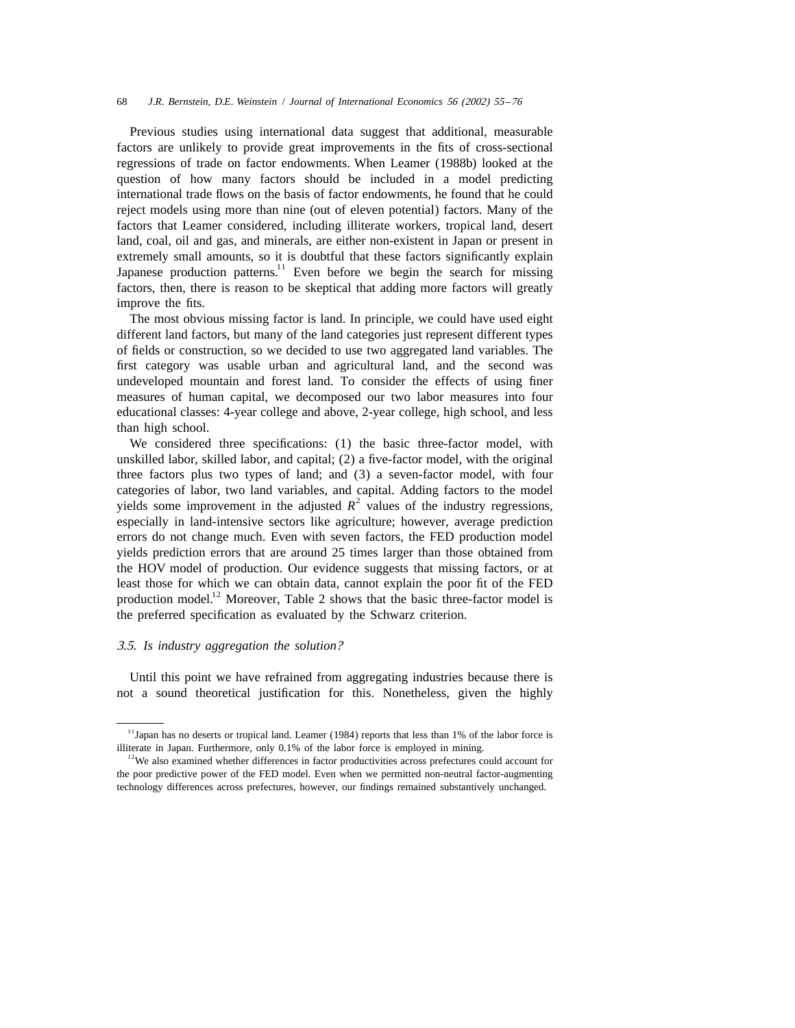Previous studies using international data suggest that additional, measurable factors are unlikely to provide great improvements in the fits of cross-sectional regressions of trade on factor endowments. When Leamer (1988b) looked at the question of how many factors should be included in a model predicting international trade flows on the basis of factor endowments, he found that he could reject models using more than nine (out of eleven potential) factors. Many of the factors that Leamer considered, including illiterate workers, tropical land, desert land, coal, oil and gas, and minerals, are either non-existent in Japan or present in extremely small amounts, so it is doubtful that these factors significantly explain Japanese production patterns.[11] Even before we begin the search for missing factors, then, there is reason to be skeptical that adding more factors will greatly improve the fits.

The most obvious missing factor is land. In principle, we could have used eight different land factors, but many of the land categories just represent different types of fields or construction, so we decided to use two aggregated land variables. The first category was usable urban and agricultural land, and the second was undeveloped mountain and forest land. To consider the effects of using finer measures of human capital, we decomposed our two labor measures into four educational classes: 4-year college and above, 2-year college, high school, and less than high school.

We considered three specifications: (1) the basic three-factor model, with unskilled labor, skilled labor, and capital; (2) a five-factor model, with the original three factors plus two types of land; and (3) a seven-factor model, with four categories of labor, two land variables, and capital. Adding factors to the model yields some improvement in the adjusted $R^2$ values of the industry regressions, especially in land-intensive sectors like agriculture; however, average prediction errors do not change much. Even with seven factors, the FED production model yields prediction errors that are around 25 times larger than those obtained from the HOV model of production. Our evidence suggests that missing factors, or at least those for which we can obtain data, cannot explain the poor fit of the FED production model.[12] Moreover, Table 2 shows that the basic three-factor model is the preferred specification as evaluated by the Schwarz criterion.

### *3.5. Is industry aggregation the solution?*

Until this point we have refrained from aggregating industries because there is not a sound theoretical justification for this. Nonetheless, given the highly

---

[11] Japan has no deserts or tropical land. Leamer (1984) reports that less than 1% of the labor force is illiterate in Japan. Furthermore, only 0.1% of the labor force is employed in mining.

[12] We also examined whether differences in factor productivities across prefectures could account for the poor predictive power of the FED model. Even when we permitted non-neutral factor-augmenting technology differences across prefectures, however, our findings remained substantively unchanged.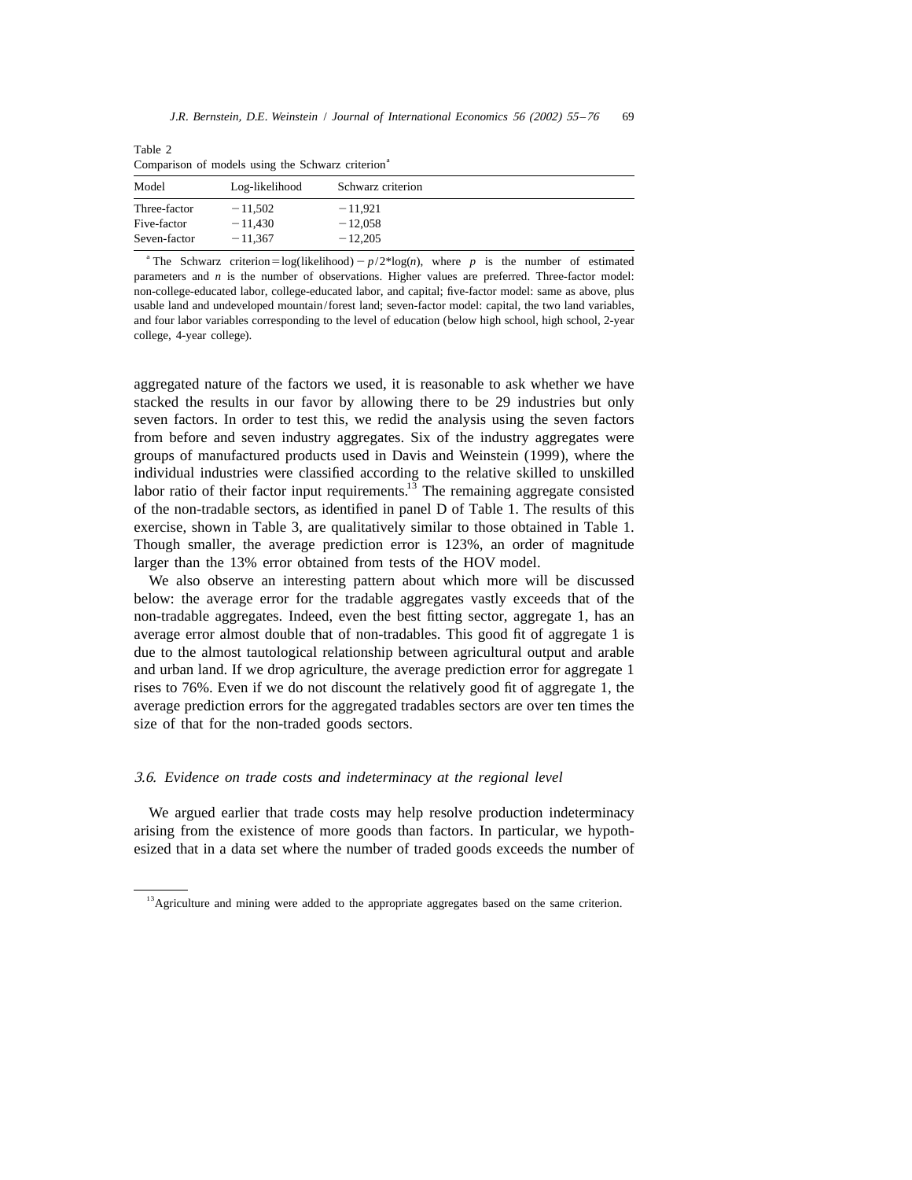Table 2
Comparison of models using the Schwarz criterion[a]

| Model | Log-likelihood | Schwarz criterion |
|---|---|---|
| Three-factor | −11,502 | −11,921 |
| Five-factor | −11,430 | −12,058 |
| Seven-factor | −11,367 | −12,205 |

[a] The Schwarz criterion = log(likelihood) − $p/2$*log($n$), where $p$ is the number of estimated parameters and $n$ is the number of observations. Higher values are preferred. Three-factor model: non-college-educated labor, college-educated labor, and capital; five-factor model: same as above, plus usable land and undeveloped mountain/forest land; seven-factor model: capital, the two land variables, and four labor variables corresponding to the level of education (below high school, high school, 2-year college, 4-year college).

aggregated nature of the factors we used, it is reasonable to ask whether we have stacked the results in our favor by allowing there to be 29 industries but only seven factors. In order to test this, we redid the analysis using the seven factors from before and seven industry aggregates. Six of the industry aggregates were groups of manufactured products used in Davis and Weinstein (1999), where the individual industries were classified according to the relative skilled to unskilled labor ratio of their factor input requirements.[13] The remaining aggregate consisted of the non-tradable sectors, as identified in panel D of Table 1. The results of this exercise, shown in Table 3, are qualitatively similar to those obtained in Table 1. Though smaller, the average prediction error is 123%, an order of magnitude larger than the 13% error obtained from tests of the HOV model.

We also observe an interesting pattern about which more will be discussed below: the average error for the tradable aggregates vastly exceeds that of the non-tradable aggregates. Indeed, even the best fitting sector, aggregate 1, has an average error almost double that of non-tradables. This good fit of aggregate 1 is due to the almost tautological relationship between agricultural output and arable and urban land. If we drop agriculture, the average prediction error for aggregate 1 rises to 76%. Even if we do not discount the relatively good fit of aggregate 1, the average prediction errors for the aggregated tradables sectors are over ten times the size of that for the non-traded goods sectors.

### *3.6. Evidence on trade costs and indeterminacy at the regional level*

We argued earlier that trade costs may help resolve production indeterminacy arising from the existence of more goods than factors. In particular, we hypothesized that in a data set where the number of traded goods exceeds the number of

[13] Agriculture and mining were added to the appropriate aggregates based on the same criterion.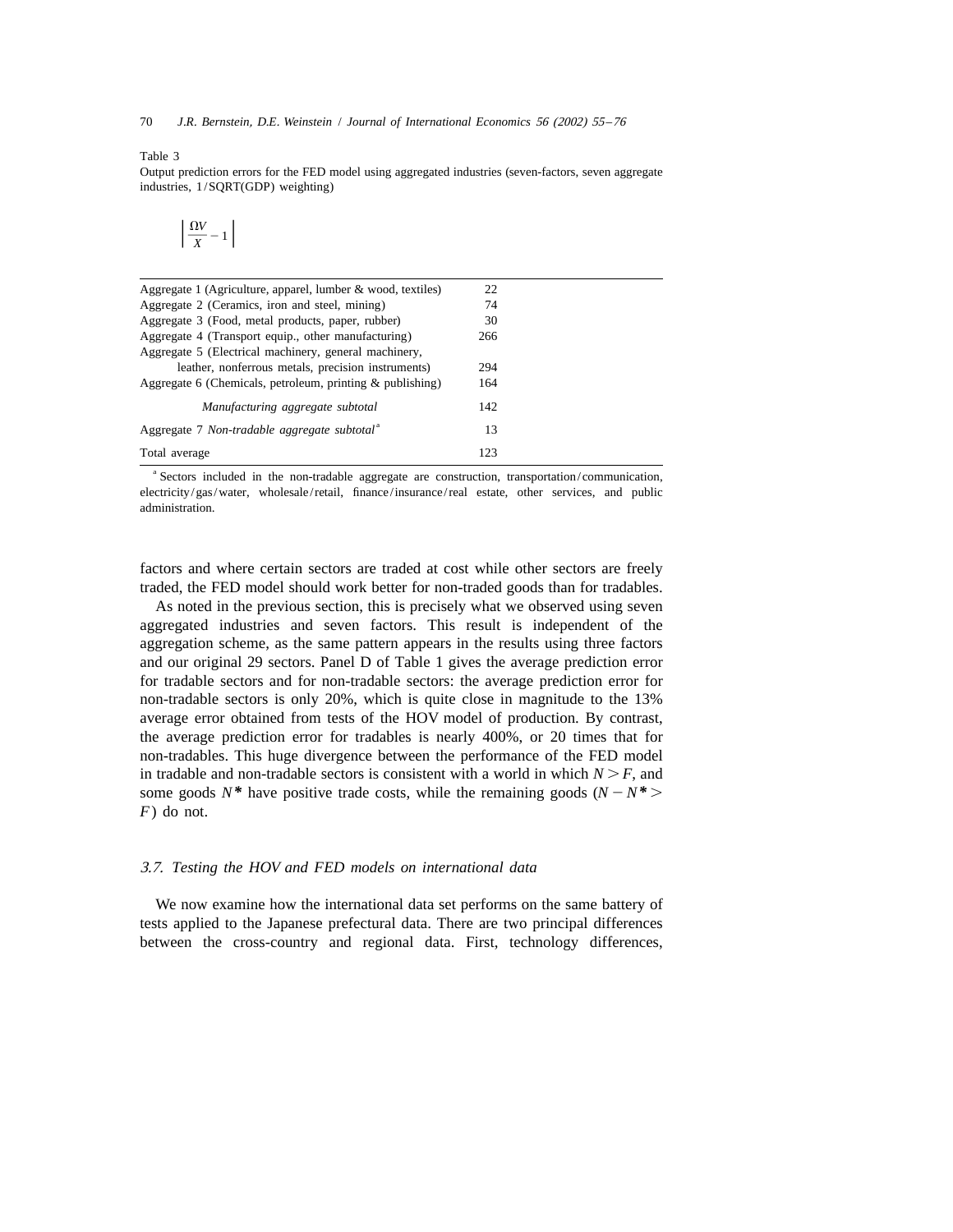Table 3

Output prediction errors for the FED model using aggregated industries (seven-factors, seven aggregate industries, 1/SQRT(GDP) weighting)

| | $\left\| \frac{\Omega V}{X} - 1 \right\|$ |
|---|---|
| Aggregate 1 (Agriculture, apparel, lumber & wood, textiles) | 22 |
| Aggregate 2 (Ceramics, iron and steel, mining) | 74 |
| Aggregate 3 (Food, metal products, paper, rubber) | 30 |
| Aggregate 4 (Transport equip., other manufacturing) | 266 |
| Aggregate 5 (Electrical machinery, general machinery, leather, nonferrous metals, precision instruments) | 294 |
| Aggregate 6 (Chemicals, petroleum, printing & publishing) | 164 |
| *Manufacturing aggregate subtotal* | 142 |
| Aggregate 7 *Non-tradable aggregate subtotal*[a] | 13 |
| Total average | 123 |

[a] Sectors included in the non-tradable aggregate are construction, transportation/communication, electricity/gas/water, wholesale/retail, finance/insurance/real estate, other services, and public administration.

factors and where certain sectors are traded at cost while other sectors are freely traded, the FED model should work better for non-traded goods than for tradables.

As noted in the previous section, this is precisely what we observed using seven aggregated industries and seven factors. This result is independent of the aggregation scheme, as the same pattern appears in the results using three factors and our original 29 sectors. Panel D of Table 1 gives the average prediction error for tradable sectors and for non-tradable sectors: the average prediction error for non-tradable sectors is only 20%, which is quite close in magnitude to the 13% average error obtained from tests of the HOV model of production. By contrast, the average prediction error for tradables is nearly 400%, or 20 times that for non-tradables. This huge divergence between the performance of the FED model in tradable and non-tradable sectors is consistent with a world in which $N > F$, and some goods $N^*$ have positive trade costs, while the remaining goods ($N - N^* > F$) do not.

### 3.7. Testing the HOV and FED models on international data

We now examine how the international data set performs on the same battery of tests applied to the Japanese prefectural data. There are two principal differences between the cross-country and regional data. First, technology differences,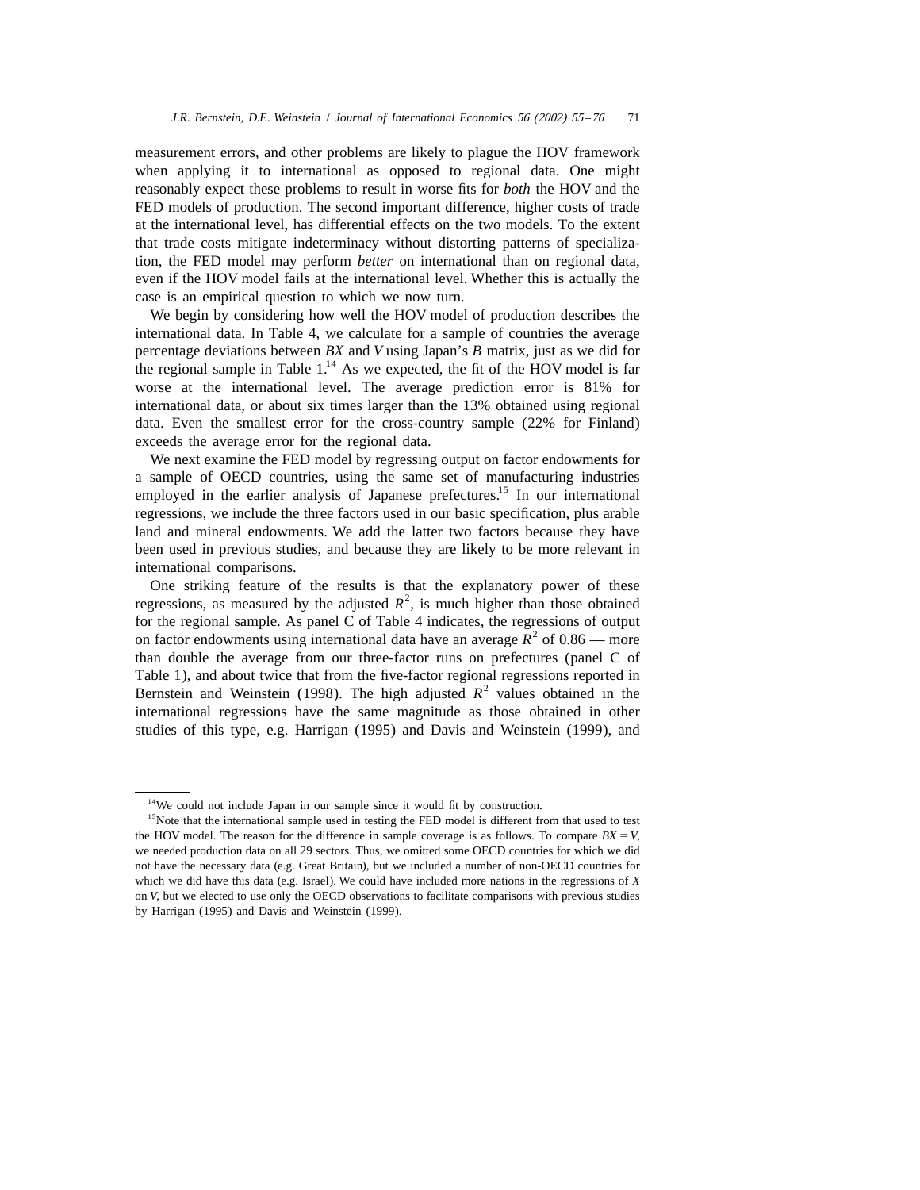measurement errors, and other problems are likely to plague the HOV framework when applying it to international as opposed to regional data. One might reasonably expect these problems to result in worse fits for *both* the HOV and the FED models of production. The second important difference, higher costs of trade at the international level, has differential effects on the two models. To the extent that trade costs mitigate indeterminacy without distorting patterns of specialization, the FED model may perform *better* on international than on regional data, even if the HOV model fails at the international level. Whether this is actually the case is an empirical question to which we now turn.

We begin by considering how well the HOV model of production describes the international data. In Table 4, we calculate for a sample of countries the average percentage deviations between $BX$ and $V$ using Japan's $B$ matrix, just as we did for the regional sample in Table 1.[14] As we expected, the fit of the HOV model is far worse at the international level. The average prediction error is 81% for international data, or about six times larger than the 13% obtained using regional data. Even the smallest error for the cross-country sample (22% for Finland) exceeds the average error for the regional data.

We next examine the FED model by regressing output on factor endowments for a sample of OECD countries, using the same set of manufacturing industries employed in the earlier analysis of Japanese prefectures.[15] In our international regressions, we include the three factors used in our basic specification, plus arable land and mineral endowments. We add the latter two factors because they have been used in previous studies, and because they are likely to be more relevant in international comparisons.

One striking feature of the results is that the explanatory power of these regressions, as measured by the adjusted $R^2$, is much higher than those obtained for the regional sample. As panel C of Table 4 indicates, the regressions of output on factor endowments using international data have an average $R^2$ of 0.86 — more than double the average from our three-factor runs on prefectures (panel C of Table 1), and about twice that from the five-factor regional regressions reported in Bernstein and Weinstein (1998). The high adjusted $R^2$ values obtained in the international regressions have the same magnitude as those obtained in other studies of this type, e.g. Harrigan (1995) and Davis and Weinstein (1999), and

---

[14] We could not include Japan in our sample since it would fit by construction.

[15] Note that the international sample used in testing the FED model is different from that used to test the HOV model. The reason for the difference in sample coverage is as follows. To compare $BX = V$, we needed production data on all 29 sectors. Thus, we omitted some OECD countries for which we did not have the necessary data (e.g. Great Britain), but we included a number of non-OECD countries for which we did have this data (e.g. Israel). We could have included more nations in the regressions of $X$ on $V$, but we elected to use only the OECD observations to facilitate comparisons with previous studies by Harrigan (1995) and Davis and Weinstein (1999).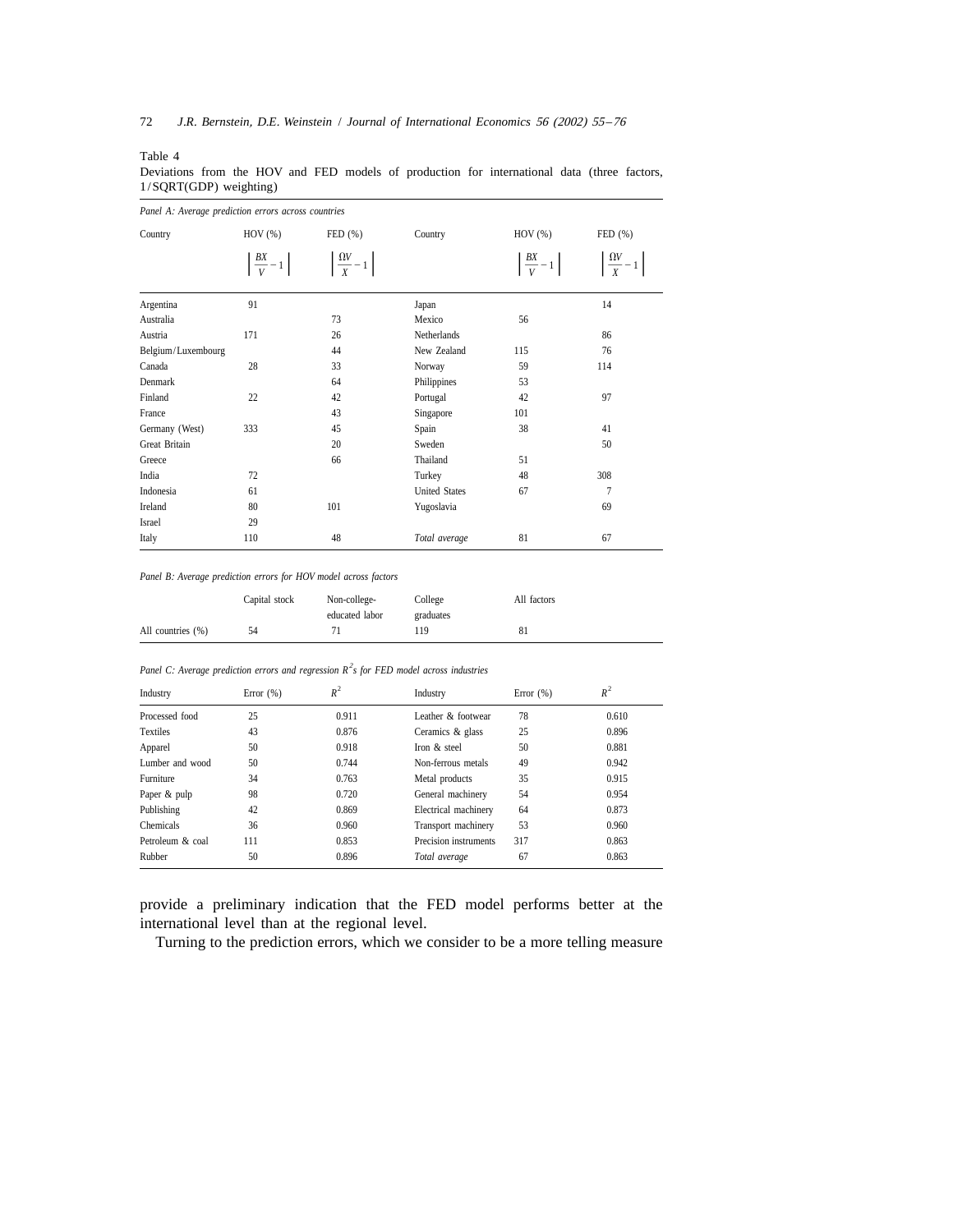Table 4

Deviations from the HOV and FED models of production for international data (three factors, 1/SQRT(GDP) weighting)

*Panel A: Average prediction errors across countries*

| Country | HOV (%) | FED (%) | Country | HOV (%) | FED (%) |
|---|---|---|---|---|---|
| | $\left\lvert \frac{BX}{V} - 1 \right\rvert$ | $\left\lvert \frac{\Omega V}{X} - 1 \right\rvert$ | | $\left\lvert \frac{BX}{V} - 1 \right\rvert$ | $\left\lvert \frac{\Omega V}{X} - 1 \right\rvert$ |
| Argentina | 91 | | Japan | | 14 |
| Australia | | 73 | Mexico | 56 | |
| Austria | 171 | 26 | Netherlands | | 86 |
| Belgium/Luxembourg | | 44 | New Zealand | 115 | 76 |
| Canada | 28 | 33 | Norway | 59 | 114 |
| Denmark | | 64 | Philippines | 53 | |
| Finland | 22 | 42 | Portugal | 42 | 97 |
| France | | 43 | Singapore | 101 | |
| Germany (West) | 333 | 45 | Spain | 38 | 41 |
| Great Britain | | 20 | Sweden | | 50 |
| Greece | | 66 | Thailand | 51 | |
| India | 72 | | Turkey | 48 | 308 |
| Indonesia | 61 | | United States | 67 | 7 |
| Ireland | 80 | 101 | Yugoslavia | | 69 |
| Israel | 29 | | | | |
| Italy | 110 | 48 | *Total average* | 81 | 67 |

*Panel B: Average prediction errors for HOV model across factors*

| | Capital stock | Non-college-educated labor | College graduates | All factors |
|---|---|---|---|---|
| All countries (%) | 54 | 71 | 119 | 81 |

*Panel C: Average prediction errors and regression $R^2$s for FED model across industries*

| Industry | Error (%) | $R^2$ | Industry | Error (%) | $R^2$ |
|---|---|---|---|---|---|
| Processed food | 25 | 0.911 | Leather & footwear | 78 | 0.610 |
| Textiles | 43 | 0.876 | Ceramics & glass | 25 | 0.896 |
| Apparel | 50 | 0.918 | Iron & steel | 50 | 0.881 |
| Lumber and wood | 50 | 0.744 | Non-ferrous metals | 49 | 0.942 |
| Furniture | 34 | 0.763 | Metal products | 35 | 0.915 |
| Paper & pulp | 98 | 0.720 | General machinery | 54 | 0.954 |
| Publishing | 42 | 0.869 | Electrical machinery | 64 | 0.873 |
| Chemicals | 36 | 0.960 | Transport machinery | 53 | 0.960 |
| Petroleum & coal | 111 | 0.853 | Precision instruments | 317 | 0.863 |
| Rubber | 50 | 0.896 | *Total average* | 67 | 0.863 |

provide a preliminary indication that the FED model performs better at the international level than at the regional level.

Turning to the prediction errors, which we consider to be a more telling measure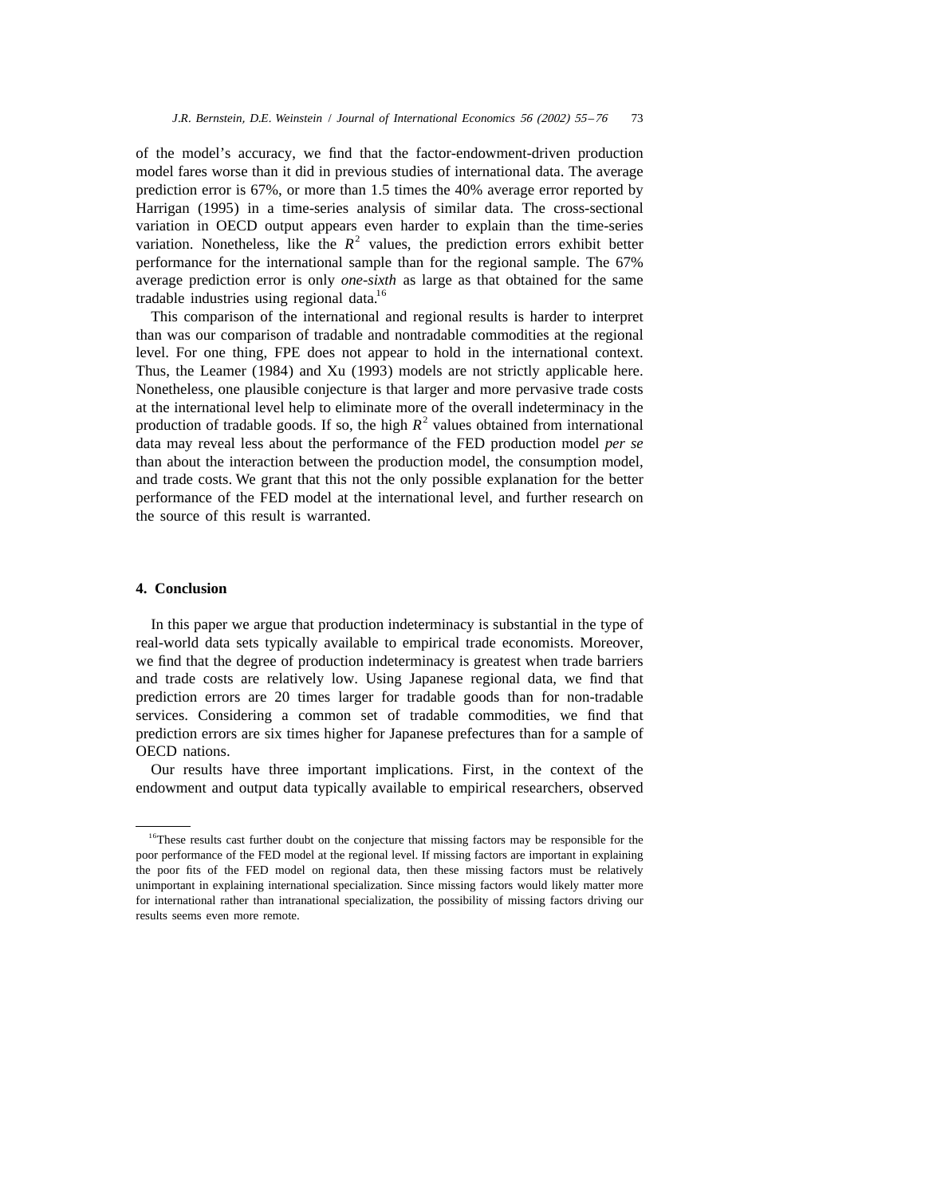of the model's accuracy, we find that the factor-endowment-driven production model fares worse than it did in previous studies of international data. The average prediction error is 67%, or more than 1.5 times the 40% average error reported by Harrigan (1995) in a time-series analysis of similar data. The cross-sectional variation in OECD output appears even harder to explain than the time-series variation. Nonetheless, like the $R^2$ values, the prediction errors exhibit better performance for the international sample than for the regional sample. The 67% average prediction error is only *one-sixth* as large as that obtained for the same tradable industries using regional data.[16]

This comparison of the international and regional results is harder to interpret than was our comparison of tradable and nontradable commodities at the regional level. For one thing, FPE does not appear to hold in the international context. Thus, the Leamer (1984) and Xu (1993) models are not strictly applicable here. Nonetheless, one plausible conjecture is that larger and more pervasive trade costs at the international level help to eliminate more of the overall indeterminacy in the production of tradable goods. If so, the high $R^2$ values obtained from international data may reveal less about the performance of the FED production model *per se* than about the interaction between the production model, the consumption model, and trade costs. We grant that this not the only possible explanation for the better performance of the FED model at the international level, and further research on the source of this result is warranted.

## 4. Conclusion

In this paper we argue that production indeterminacy is substantial in the type of real-world data sets typically available to empirical trade economists. Moreover, we find that the degree of production indeterminacy is greatest when trade barriers and trade costs are relatively low. Using Japanese regional data, we find that prediction errors are 20 times larger for tradable goods than for non-tradable services. Considering a common set of tradable commodities, we find that prediction errors are six times higher for Japanese prefectures than for a sample of OECD nations.

Our results have three important implications. First, in the context of the endowment and output data typically available to empirical researchers, observed

[16]These results cast further doubt on the conjecture that missing factors may be responsible for the poor performance of the FED model at the regional level. If missing factors are important in explaining the poor fits of the FED model on regional data, then these missing factors must be relatively unimportant in explaining international specialization. Since missing factors would likely matter more for international rather than intranational specialization, the possibility of missing factors driving our results seems even more remote.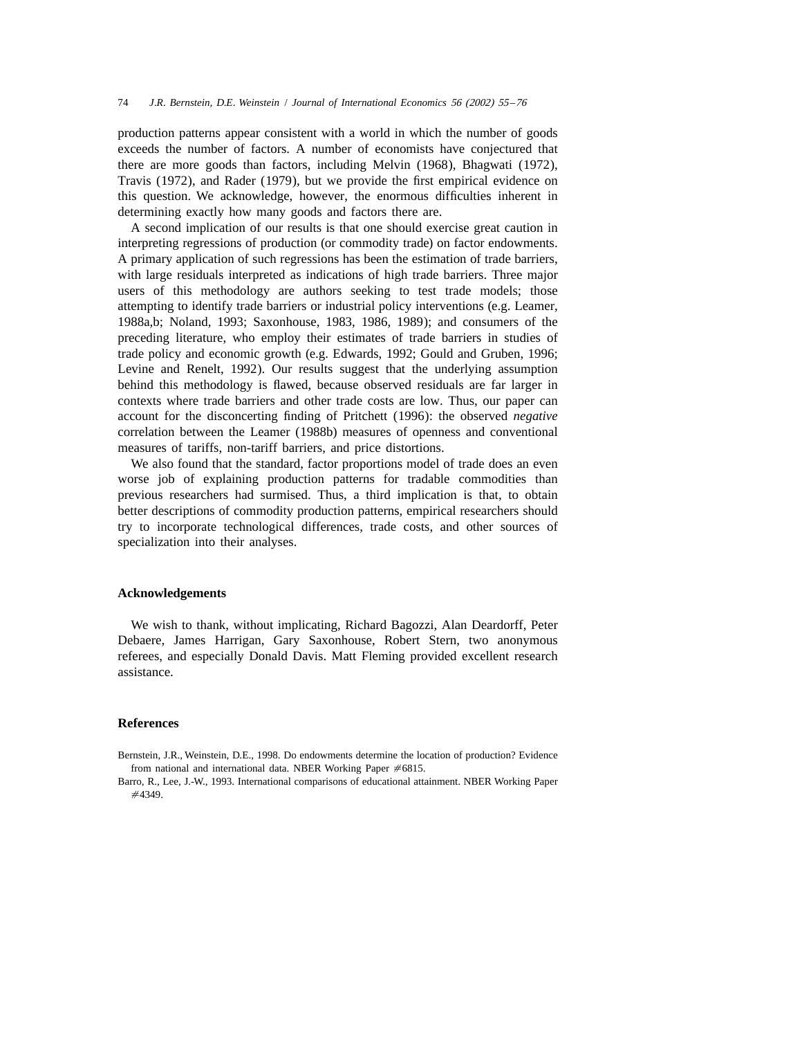production patterns appear consistent with a world in which the number of goods exceeds the number of factors. A number of economists have conjectured that there are more goods than factors, including Melvin (1968), Bhagwati (1972), Travis (1972), and Rader (1979), but we provide the first empirical evidence on this question. We acknowledge, however, the enormous difficulties inherent in determining exactly how many goods and factors there are.

A second implication of our results is that one should exercise great caution in interpreting regressions of production (or commodity trade) on factor endowments. A primary application of such regressions has been the estimation of trade barriers, with large residuals interpreted as indications of high trade barriers. Three major users of this methodology are authors seeking to test trade models; those attempting to identify trade barriers or industrial policy interventions (e.g. Leamer, 1988a,b; Noland, 1993; Saxonhouse, 1983, 1986, 1989); and consumers of the preceding literature, who employ their estimates of trade barriers in studies of trade policy and economic growth (e.g. Edwards, 1992; Gould and Gruben, 1996; Levine and Renelt, 1992). Our results suggest that the underlying assumption behind this methodology is flawed, because observed residuals are far larger in contexts where trade barriers and other trade costs are low. Thus, our paper can account for the disconcerting finding of Pritchett (1996): the observed *negative* correlation between the Leamer (1988b) measures of openness and conventional measures of tariffs, non-tariff barriers, and price distortions.

We also found that the standard, factor proportions model of trade does an even worse job of explaining production patterns for tradable commodities than previous researchers had surmised. Thus, a third implication is that, to obtain better descriptions of commodity production patterns, empirical researchers should try to incorporate technological differences, trade costs, and other sources of specialization into their analyses.

## Acknowledgements

We wish to thank, without implicating, Richard Bagozzi, Alan Deardorff, Peter Debaere, James Harrigan, Gary Saxonhouse, Robert Stern, two anonymous referees, and especially Donald Davis. Matt Fleming provided excellent research assistance.

## References

Bernstein, J.R., Weinstein, D.E., 1998. Do endowments determine the location of production? Evidence from national and international data. NBER Working Paper #6815.

Barro, R., Lee, J.-W., 1993. International comparisons of educational attainment. NBER Working Paper #4349.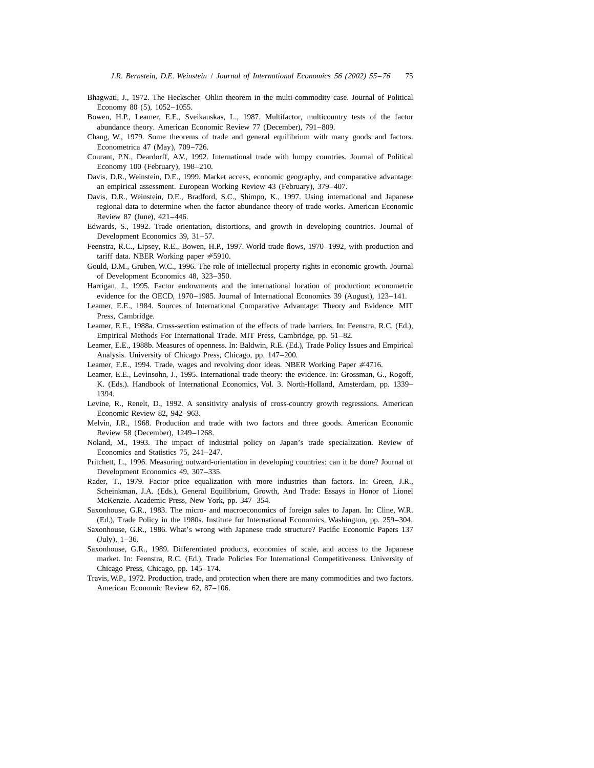Bhagwati, J., 1972. The Heckscher–Ohlin theorem in the multi-commodity case. Journal of Political Economy 80 (5), 1052–1055.

Bowen, H.P., Leamer, E.E., Sveikauskas, L., 1987. Multifactor, multicountry tests of the factor abundance theory. American Economic Review 77 (December), 791–809.

Chang, W., 1979. Some theorems of trade and general equilibrium with many goods and factors. Econometrica 47 (May), 709–726.

Courant, P.N., Deardorff, A.V., 1992. International trade with lumpy countries. Journal of Political Economy 100 (February), 198–210.

Davis, D.R., Weinstein, D.E., 1999. Market access, economic geography, and comparative advantage: an empirical assessment. European Working Review 43 (February), 379–407.

Davis, D.R., Weinstein, D.E., Bradford, S.C., Shimpo, K., 1997. Using international and Japanese regional data to determine when the factor abundance theory of trade works. American Economic Review 87 (June), 421–446.

Edwards, S., 1992. Trade orientation, distortions, and growth in developing countries. Journal of Development Economics 39, 31–57.

Feenstra, R.C., Lipsey, R.E., Bowen, H.P., 1997. World trade flows, 1970–1992, with production and tariff data. NBER Working paper #5910.

Gould, D.M., Gruben, W.C., 1996. The role of intellectual property rights in economic growth. Journal of Development Economics 48, 323–350.

Harrigan, J., 1995. Factor endowments and the international location of production: econometric evidence for the OECD, 1970–1985. Journal of International Economics 39 (August), 123–141.

Leamer, E.E., 1984. Sources of International Comparative Advantage: Theory and Evidence. MIT Press, Cambridge.

Leamer, E.E., 1988a. Cross-section estimation of the effects of trade barriers. In: Feenstra, R.C. (Ed.), Empirical Methods For International Trade. MIT Press, Cambridge, pp. 51–82.

Leamer, E.E., 1988b. Measures of openness. In: Baldwin, R.E. (Ed.), Trade Policy Issues and Empirical Analysis. University of Chicago Press, Chicago, pp. 147–200.

Leamer, E.E., 1994. Trade, wages and revolving door ideas. NBER Working Paper #4716.

Leamer, E.E., Levinsohn, J., 1995. International trade theory: the evidence. In: Grossman, G., Rogoff, K. (Eds.). Handbook of International Economics, Vol. 3. North-Holland, Amsterdam, pp. 1339–1394.

Levine, R., Renelt, D., 1992. A sensitivity analysis of cross-country growth regressions. American Economic Review 82, 942–963.

Melvin, J.R., 1968. Production and trade with two factors and three goods. American Economic Review 58 (December), 1249–1268.

Noland, M., 1993. The impact of industrial policy on Japan's trade specialization. Review of Economics and Statistics 75, 241–247.

Pritchett, L., 1996. Measuring outward-orientation in developing countries: can it be done? Journal of Development Economics 49, 307–335.

Rader, T., 1979. Factor price equalization with more industries than factors. In: Green, J.R., Scheinkman, J.A. (Eds.), General Equilibrium, Growth, And Trade: Essays in Honor of Lionel McKenzie. Academic Press, New York, pp. 347–354.

Saxonhouse, G.R., 1983. The micro- and macroeconomics of foreign sales to Japan. In: Cline, W.R. (Ed.), Trade Policy in the 1980s. Institute for International Economics, Washington, pp. 259–304.

Saxonhouse, G.R., 1986. What's wrong with Japanese trade structure? Pacific Economic Papers 137 (July), 1–36.

Saxonhouse, G.R., 1989. Differentiated products, economies of scale, and access to the Japanese market. In: Feenstra, R.C. (Ed.), Trade Policies For International Competitiveness. University of Chicago Press, Chicago, pp. 145–174.

Travis, W.P., 1972. Production, trade, and protection when there are many commodities and two factors. American Economic Review 62, 87–106.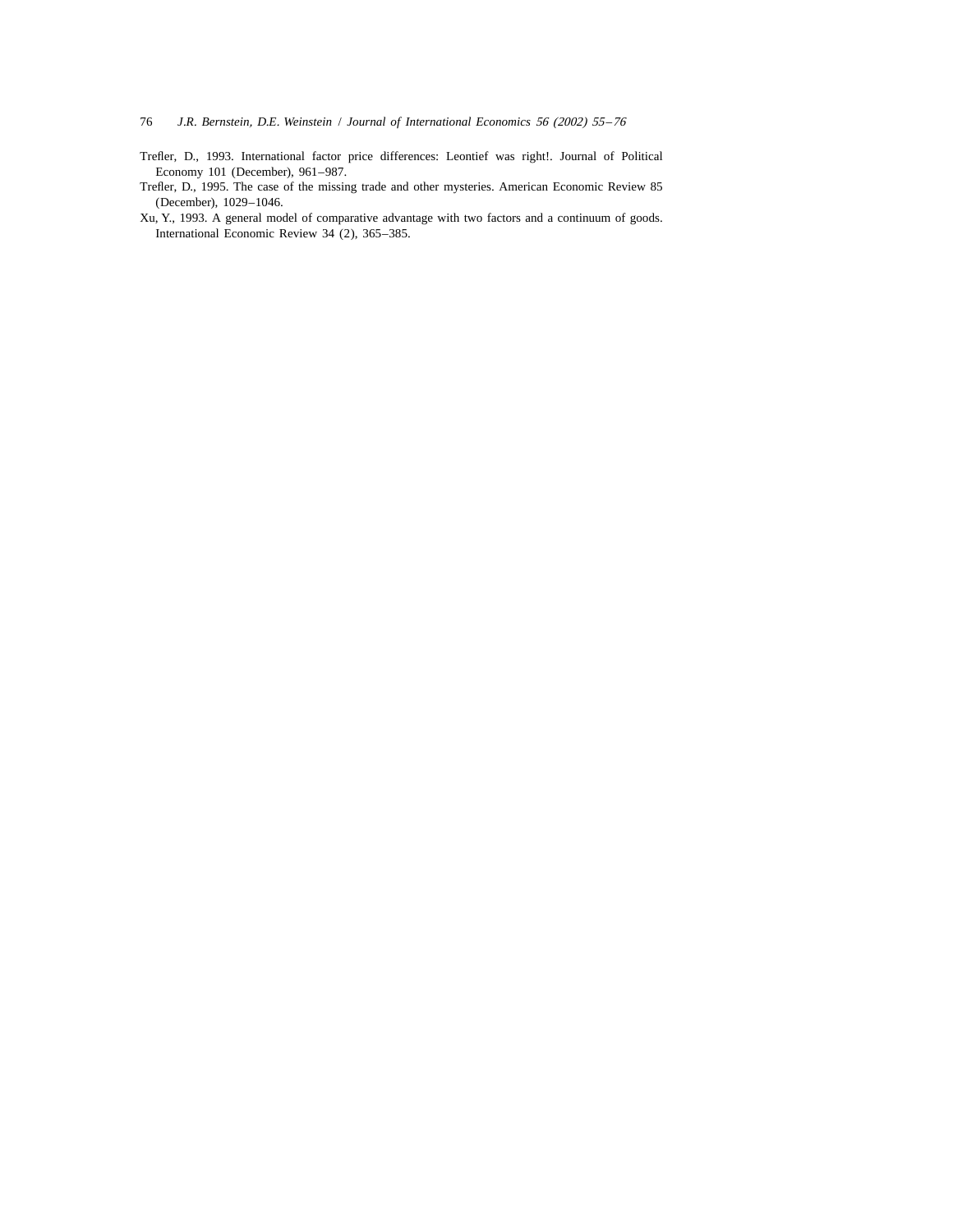Trefler, D., 1993. International factor price differences: Leontief was right!. Journal of Political Economy 101 (December), 961–987.

Trefler, D., 1995. The case of the missing trade and other mysteries. American Economic Review 85 (December), 1029–1046.

Xu, Y., 1993. A general model of comparative advantage with two factors and a continuum of goods. International Economic Review 34 (2), 365–385.